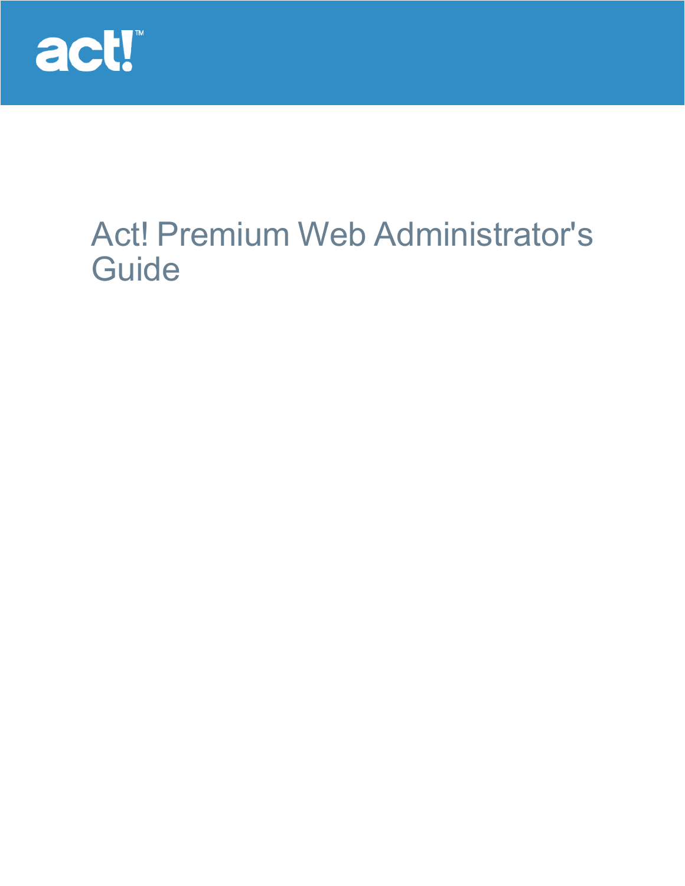act!™

# Act! Premium Web Administrator's Guide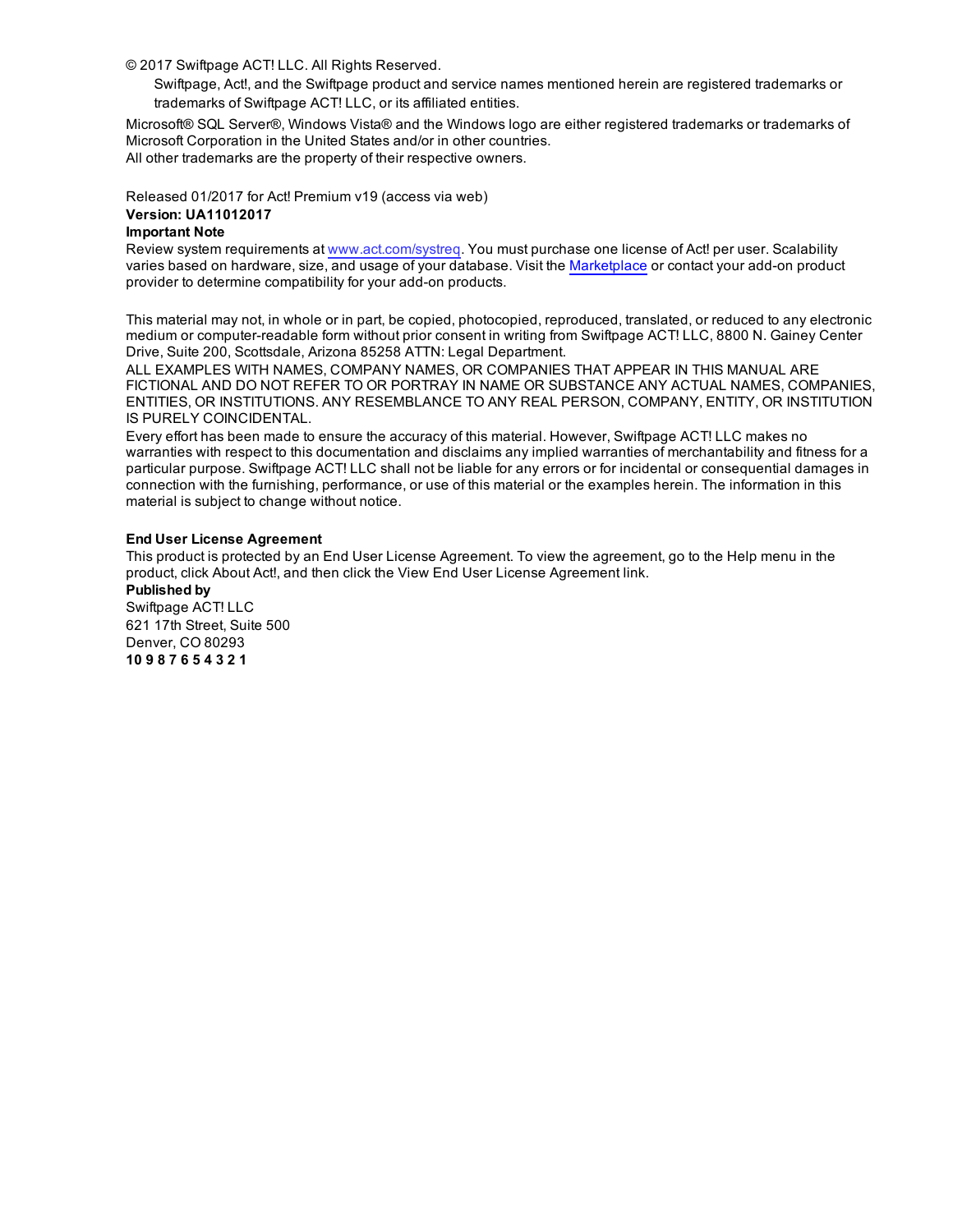© 2017 Swiftpage ACT! LLC. All Rights Reserved.

Swiftpage, Act!, and the Swiftpage product and service names mentioned herein are registered trademarks or trademarks of Swiftpage ACT! LLC, or its affiliated entities.

Microsoft® SQL Server®, Windows Vista® and the Windows logo are either registered trademarks or trademarks of Microsoft Corporation in the United States and/or in other countries.
All other trademarks are the property of their respective owners.

Released 01/2017 for Act! Premium v19 (access via web)
**Version: UA11012017**
**Important Note**
Review system requirements at [www.act.com/systreq](www.act.com/systreq). You must purchase one license of Act! per user. Scalability varies based on hardware, size, and usage of your database. Visit the Marketplace or contact your add-on product provider to determine compatibility for your add-on products.

This material may not, in whole or in part, be copied, photocopied, reproduced, translated, or reduced to any electronic medium or computer-readable form without prior consent in writing from Swiftpage ACT! LLC, 8800 N. Gainey Center Drive, Suite 200, Scottsdale, Arizona 85258 ATTN: Legal Department.
ALL EXAMPLES WITH NAMES, COMPANY NAMES, OR COMPANIES THAT APPEAR IN THIS MANUAL ARE FICTIONAL AND DO NOT REFER TO OR PORTRAY IN NAME OR SUBSTANCE ANY ACTUAL NAMES, COMPANIES, ENTITIES, OR INSTITUTIONS. ANY RESEMBLANCE TO ANY REAL PERSON, COMPANY, ENTITY, OR INSTITUTION IS PURELY COINCIDENTAL.
Every effort has been made to ensure the accuracy of this material. However, Swiftpage ACT! LLC makes no warranties with respect to this documentation and disclaims any implied warranties of merchantability and fitness for a particular purpose. Swiftpage ACT! LLC shall not be liable for any errors or for incidental or consequential damages in connection with the furnishing, performance, or use of this material or the examples herein. The information in this material is subject to change without notice.

**End User License Agreement**
This product is protected by an End User License Agreement. To view the agreement, go to the Help menu in the product, click About Act!, and then click the View End User License Agreement link.
**Published by**
Swiftpage ACT! LLC
621 17th Street, Suite 500
Denver, CO 80293
**10 9 8 7 6 5 4 3 2 1**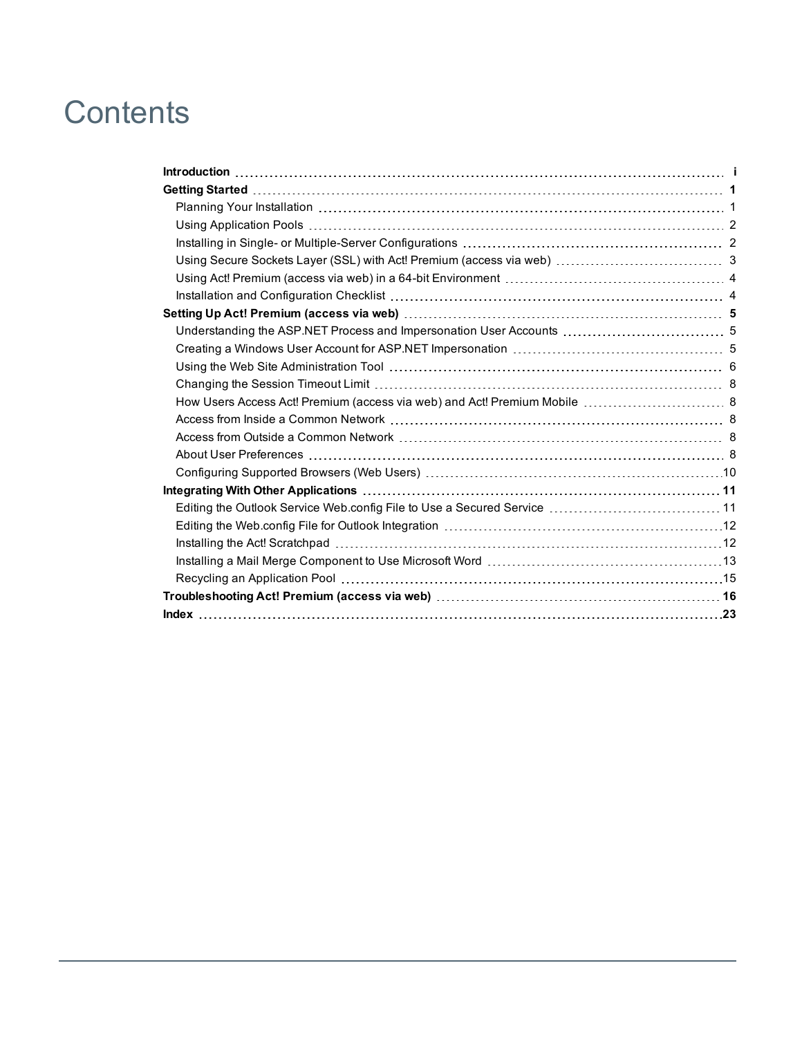# Contents

- **Introduction** ..... **i**
- **Getting Started** ..... **1**
  - Planning Your Installation ..... 1
  - Using Application Pools ..... 2
  - Installing in Single- or Multiple-Server Configurations ..... 2
  - Using Secure Sockets Layer (SSL) with Act! Premium (access via web) ..... 3
  - Using Act! Premium (access via web) in a 64-bit Environment ..... 4
  - Installation and Configuration Checklist ..... 4
- **Setting Up Act! Premium (access via web)** ..... **5**
  - Understanding the ASP.NET Process and Impersonation User Accounts ..... 5
  - Creating a Windows User Account for ASP.NET Impersonation ..... 5
  - Using the Web Site Administration Tool ..... 6
  - Changing the Session Timeout Limit ..... 8
  - How Users Access Act! Premium (access via web) and Act! Premium Mobile ..... 8
  - Access from Inside a Common Network ..... 8
  - Access from Outside a Common Network ..... 8
  - About User Preferences ..... 8
  - Configuring Supported Browsers (Web Users) ..... 10
- **Integrating With Other Applications** ..... **11**
  - Editing the Outlook Service Web.config File to Use a Secured Service ..... 11
  - Editing the Web.config File for Outlook Integration ..... 12
  - Installing the Act! Scratchpad ..... 12
  - Installing a Mail Merge Component to Use Microsoft Word ..... 13
  - Recycling an Application Pool ..... 15
- **Troubleshooting Act! Premium (access via web)** ..... **16**
- **Index** ..... **23**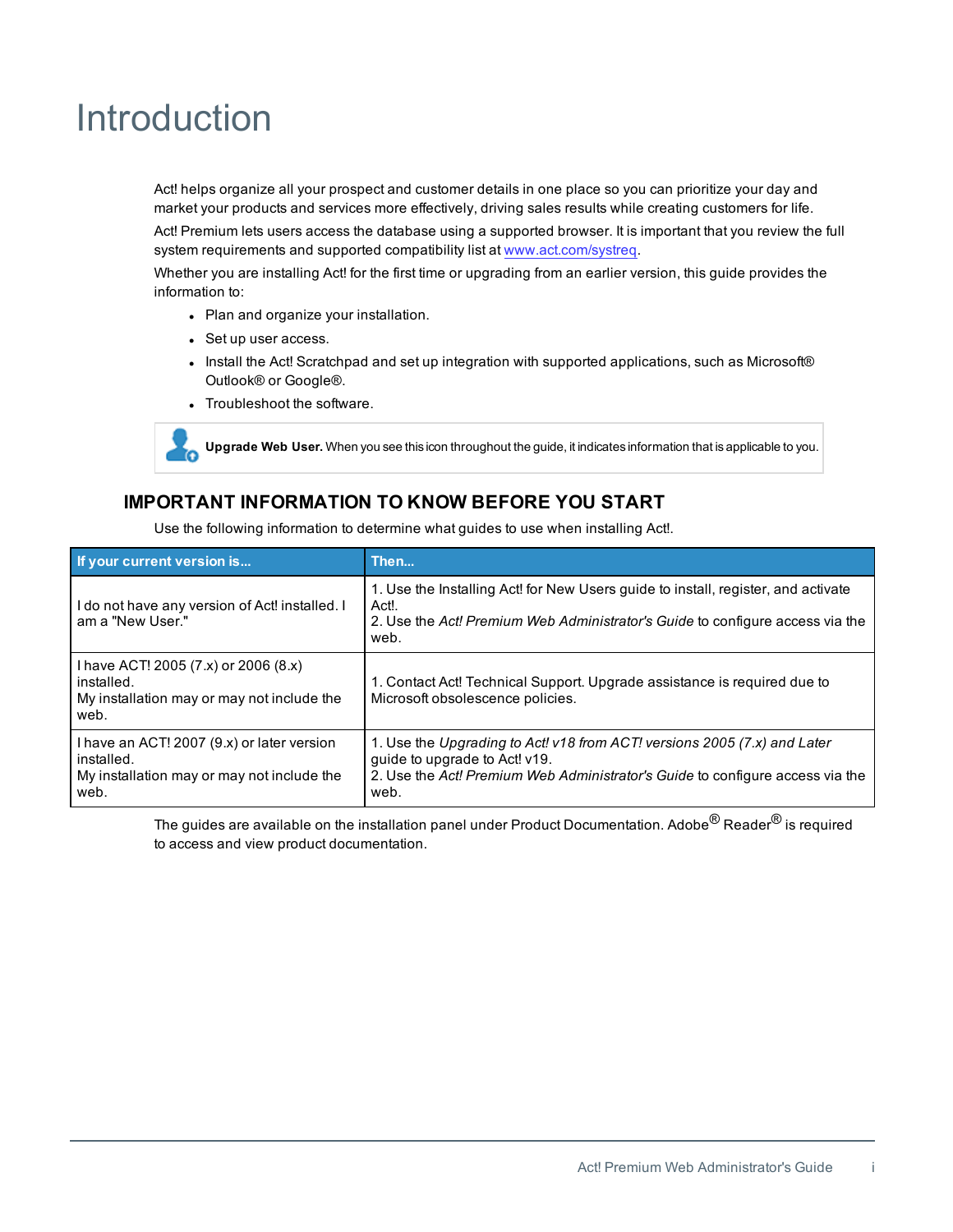# Introduction

Act! helps organize all your prospect and customer details in one place so you can prioritize your day and market your products and services more effectively, driving sales results while creating customers for life.

Act! Premium lets users access the database using a supported browser. It is important that you review the full system requirements and supported compatibility list at www.act.com/systreq.

Whether you are installing Act! for the first time or upgrading from an earlier version, this guide provides the information to:

- Plan and organize your installation.
- Set up user access.
- Install the Act! Scratchpad and set up integration with supported applications, such as Microsoft® Outlook® or Google®.
- Troubleshoot the software.

**Upgrade Web User.** When you see this icon throughout the guide, it indicates information that is applicable to you.

## IMPORTANT INFORMATION TO KNOW BEFORE YOU START

Use the following information to determine what guides to use when installing Act!.

| If your current version is... | Then... |
|---|---|
| I do not have any version of Act! installed. I am a "New User." | 1. Use the Installing Act! for New Users guide to install, register, and activate Act!.<br>2. Use the *Act! Premium Web Administrator's Guide* to configure access via the web. |
| I have ACT! 2005 (7.x) or 2006 (8.x) installed.<br>My installation may or may not include the web. | 1. Contact Act! Technical Support. Upgrade assistance is required due to Microsoft obsolescence policies. |
| I have an ACT! 2007 (9.x) or later version installed.<br>My installation may or may not include the web. | 1. Use the *Upgrading to Act! v18 from ACT! versions 2005 (7.x) and Later* guide to upgrade to Act! v19.<br>2. Use the *Act! Premium Web Administrator's Guide* to configure access via the web. |

The guides are available on the installation panel under Product Documentation. Adobe® Reader® is required to access and view product documentation.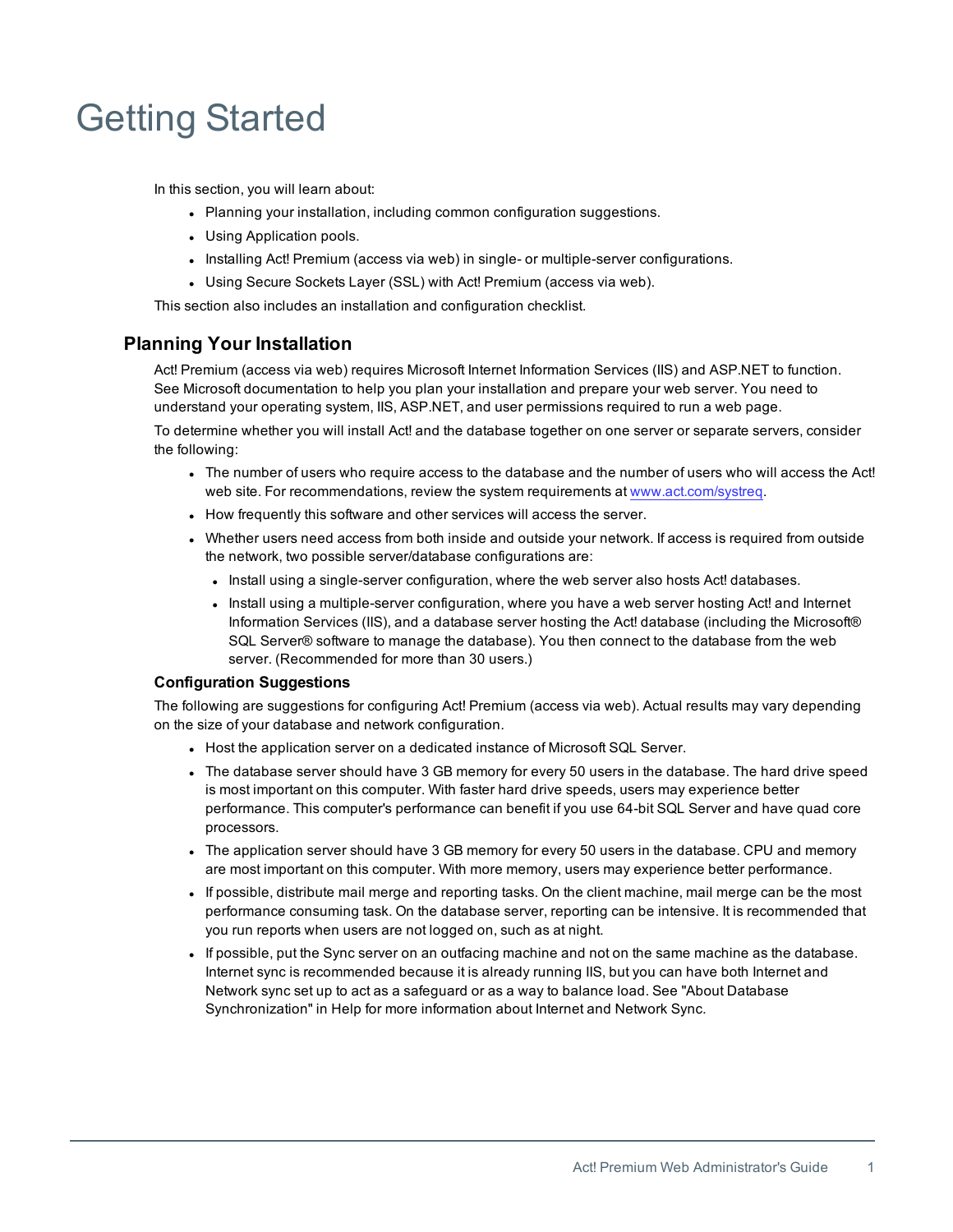# Getting Started

In this section, you will learn about:

- Planning your installation, including common configuration suggestions.
- Using Application pools.
- Installing Act! Premium (access via web) in single- or multiple-server configurations.
- Using Secure Sockets Layer (SSL) with Act! Premium (access via web).

This section also includes an installation and configuration checklist.

## Planning Your Installation

Act! Premium (access via web) requires Microsoft Internet Information Services (IIS) and ASP.NET to function. See Microsoft documentation to help you plan your installation and prepare your web server. You need to understand your operating system, IIS, ASP.NET, and user permissions required to run a web page.

To determine whether you will install Act! and the database together on one server or separate servers, consider the following:

- The number of users who require access to the database and the number of users who will access the Act! web site. For recommendations, review the system requirements at [www.act.com/systreq](www.act.com/systreq).
- How frequently this software and other services will access the server.
- Whether users need access from both inside and outside your network. If access is required from outside the network, two possible server/database configurations are:
  - Install using a single-server configuration, where the web server also hosts Act! databases.
  - Install using a multiple-server configuration, where you have a web server hosting Act! and Internet Information Services (IIS), and a database server hosting the Act! database (including the Microsoft® SQL Server® software to manage the database). You then connect to the database from the web server. (Recommended for more than 30 users.)

### Configuration Suggestions

The following are suggestions for configuring Act! Premium (access via web). Actual results may vary depending on the size of your database and network configuration.

- Host the application server on a dedicated instance of Microsoft SQL Server.
- The database server should have 3 GB memory for every 50 users in the database. The hard drive speed is most important on this computer. With faster hard drive speeds, users may experience better performance. This computer's performance can benefit if you use 64-bit SQL Server and have quad core processors.
- The application server should have 3 GB memory for every 50 users in the database. CPU and memory are most important on this computer. With more memory, users may experience better performance.
- If possible, distribute mail merge and reporting tasks. On the client machine, mail merge can be the most performance consuming task. On the database server, reporting can be intensive. It is recommended that you run reports when users are not logged on, such as at night.
- If possible, put the Sync server on an outfacing machine and not on the same machine as the database. Internet sync is recommended because it is already running IIS, but you can have both Internet and Network sync set up to act as a safeguard or as a way to balance load. See "About Database Synchronization" in Help for more information about Internet and Network Sync.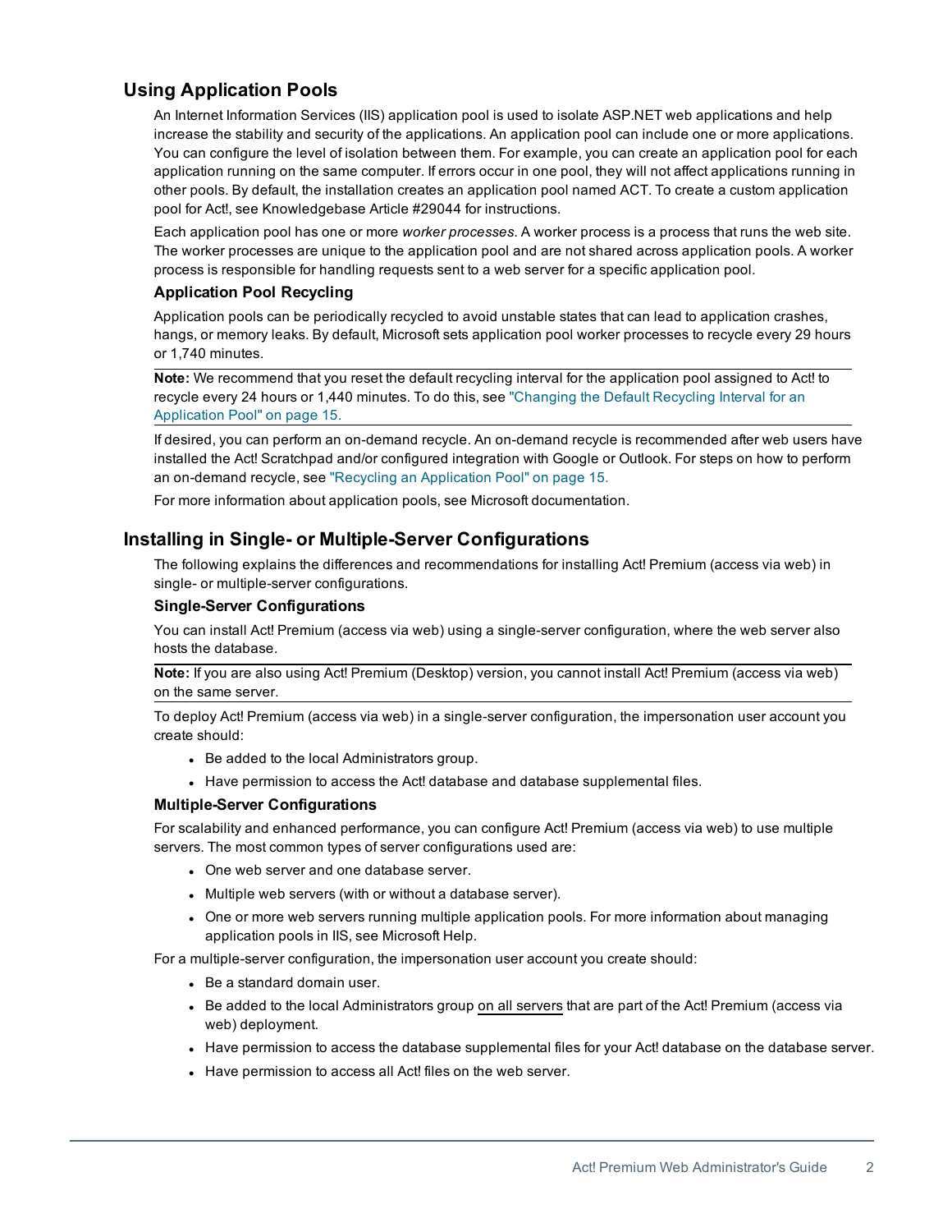## Using Application Pools

An Internet Information Services (IIS) application pool is used to isolate ASP.NET web applications and help increase the stability and security of the applications. An application pool can include one or more applications. You can configure the level of isolation between them. For example, you can create an application pool for each application running on the same computer. If errors occur in one pool, they will not affect applications running in other pools. By default, the installation creates an application pool named ACT. To create a custom application pool for Act!, see Knowledgebase Article #29044 for instructions.

Each application pool has one or more *worker processes*. A worker process is a process that runs the web site. The worker processes are unique to the application pool and are not shared across application pools. A worker process is responsible for handling requests sent to a web server for a specific application pool.

### Application Pool Recycling

Application pools can be periodically recycled to avoid unstable states that can lead to application crashes, hangs, or memory leaks. By default, Microsoft sets application pool worker processes to recycle every 29 hours or 1,740 minutes.

**Note:** We recommend that you reset the default recycling interval for the application pool assigned to Act! to recycle every 24 hours or 1,440 minutes. To do this, see "Changing the Default Recycling Interval for an Application Pool" on page 15.

If desired, you can perform an on-demand recycle. An on-demand recycle is recommended after web users have installed the Act! Scratchpad and/or configured integration with Google or Outlook. For steps on how to perform an on-demand recycle, see "Recycling an Application Pool" on page 15.

For more information about application pools, see Microsoft documentation.

## Installing in Single- or Multiple-Server Configurations

The following explains the differences and recommendations for installing Act! Premium (access via web) in single- or multiple-server configurations.

### Single-Server Configurations

You can install Act! Premium (access via web) using a single-server configuration, where the web server also hosts the database.

**Note:** If you are also using Act! Premium (Desktop) version, you cannot install Act! Premium (access via web) on the same server.

To deploy Act! Premium (access via web) in a single-server configuration, the impersonation user account you create should:

- Be added to the local Administrators group.
- Have permission to access the Act! database and database supplemental files.

### Multiple-Server Configurations

For scalability and enhanced performance, you can configure Act! Premium (access via web) to use multiple servers. The most common types of server configurations used are:

- One web server and one database server.
- Multiple web servers (with or without a database server).
- One or more web servers running multiple application pools. For more information about managing application pools in IIS, see Microsoft Help.

For a multiple-server configuration, the impersonation user account you create should:

- Be a standard domain user.
- Be added to the local Administrators group on all servers that are part of the Act! Premium (access via web) deployment.
- Have permission to access the database supplemental files for your Act! database on the database server.
- Have permission to access all Act! files on the web server.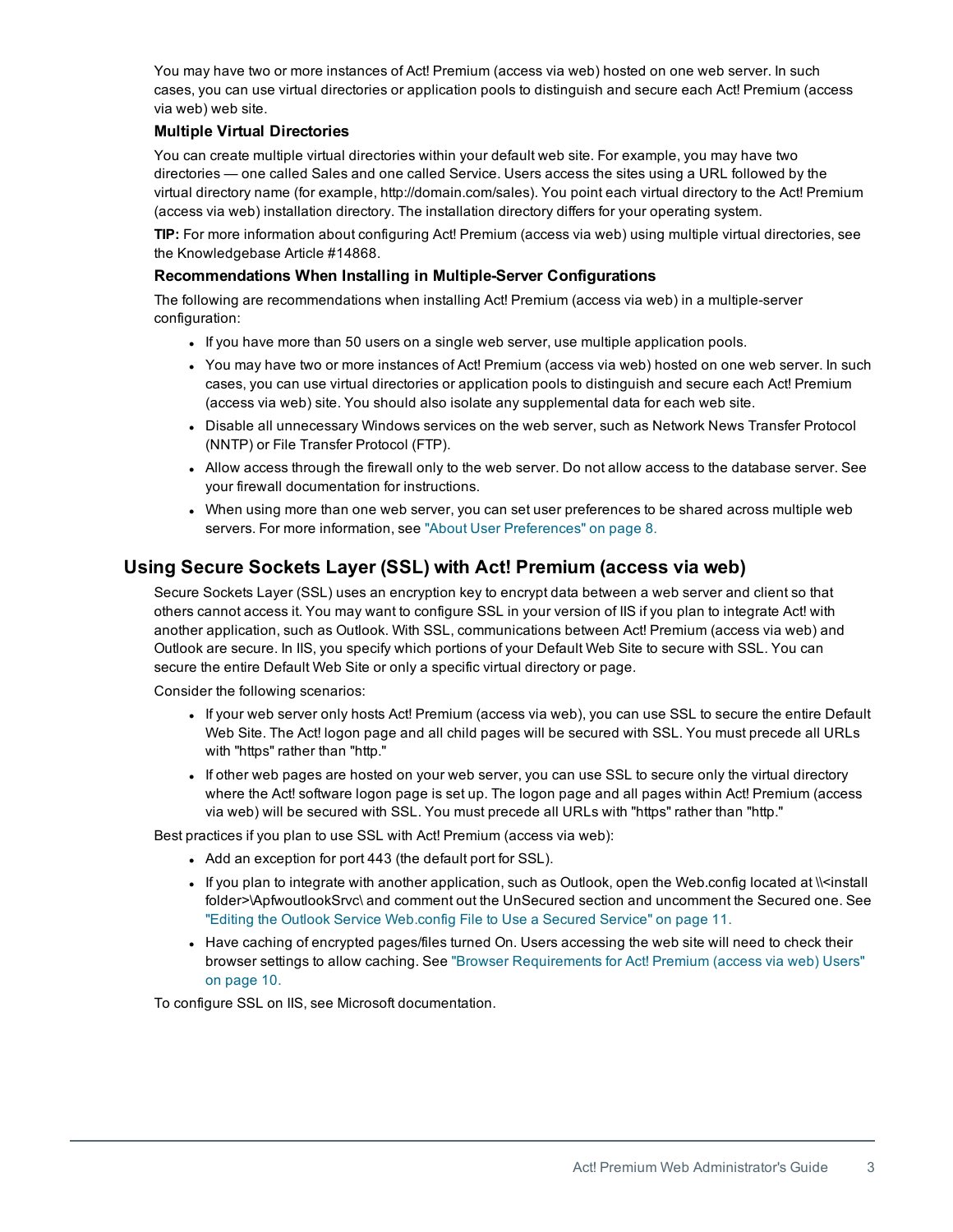You may have two or more instances of Act! Premium (access via web) hosted on one web server. In such cases, you can use virtual directories or application pools to distinguish and secure each Act! Premium (access via web) web site.

### Multiple Virtual Directories

You can create multiple virtual directories within your default web site. For example, you may have two directories — one called Sales and one called Service. Users access the sites using a URL followed by the virtual directory name (for example, http://domain.com/sales). You point each virtual directory to the Act! Premium (access via web) installation directory. The installation directory differs for your operating system.

**TIP:** For more information about configuring Act! Premium (access via web) using multiple virtual directories, see the Knowledgebase Article #14868.

### Recommendations When Installing in Multiple-Server Configurations

The following are recommendations when installing Act! Premium (access via web) in a multiple-server configuration:

- If you have more than 50 users on a single web server, use multiple application pools.
- You may have two or more instances of Act! Premium (access via web) hosted on one web server. In such cases, you can use virtual directories or application pools to distinguish and secure each Act! Premium (access via web) site. You should also isolate any supplemental data for each web site.
- Disable all unnecessary Windows services on the web server, such as Network News Transfer Protocol (NNTP) or File Transfer Protocol (FTP).
- Allow access through the firewall only to the web server. Do not allow access to the database server. See your firewall documentation for instructions.
- When using more than one web server, you can set user preferences to be shared across multiple web servers. For more information, see "About User Preferences" on page 8.

## Using Secure Sockets Layer (SSL) with Act! Premium (access via web)

Secure Sockets Layer (SSL) uses an encryption key to encrypt data between a web server and client so that others cannot access it. You may want to configure SSL in your version of IIS if you plan to integrate Act! with another application, such as Outlook. With SSL, communications between Act! Premium (access via web) and Outlook are secure. In IIS, you specify which portions of your Default Web Site to secure with SSL. You can secure the entire Default Web Site or only a specific virtual directory or page.

Consider the following scenarios:

- If your web server only hosts Act! Premium (access via web), you can use SSL to secure the entire Default Web Site. The Act! logon page and all child pages will be secured with SSL. You must precede all URLs with "https" rather than "http."
- If other web pages are hosted on your web server, you can use SSL to secure only the virtual directory where the Act! software logon page is set up. The logon page and all pages within Act! Premium (access via web) will be secured with SSL. You must precede all URLs with "https" rather than "http."

Best practices if you plan to use SSL with Act! Premium (access via web):

- Add an exception for port 443 (the default port for SSL).
- If you plan to integrate with another application, such as Outlook, open the Web.config located at \\<install folder>\ApfwoutlookSrvc\ and comment out the UnSecured section and uncomment the Secured one. See "Editing the Outlook Service Web.config File to Use a Secured Service" on page 11.
- Have caching of encrypted pages/files turned On. Users accessing the web site will need to check their browser settings to allow caching. See "Browser Requirements for Act! Premium (access via web) Users" on page 10.

To configure SSL on IIS, see Microsoft documentation.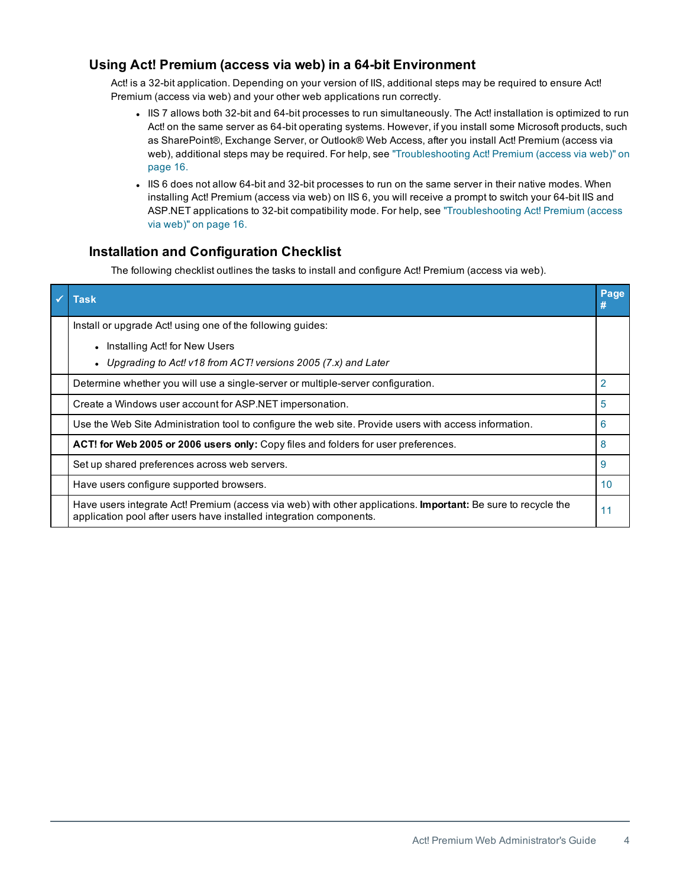## Using Act! Premium (access via web) in a 64-bit Environment

Act! is a 32-bit application. Depending on your version of IIS, additional steps may be required to ensure Act! Premium (access via web) and your other web applications run correctly.

- IIS 7 allows both 32-bit and 64-bit processes to run simultaneously. The Act! installation is optimized to run Act! on the same server as 64-bit operating systems. However, if you install some Microsoft products, such as SharePoint®, Exchange Server, or Outlook® Web Access, after you install Act! Premium (access via web), additional steps may be required. For help, see "Troubleshooting Act! Premium (access via web)" on page 16.
- IIS 6 does not allow 64-bit and 32-bit processes to run on the same server in their native modes. When installing Act! Premium (access via web) on IIS 6, you will receive a prompt to switch your 64-bit IIS and ASP.NET applications to 32-bit compatibility mode. For help, see "Troubleshooting Act! Premium (access via web)" on page 16.

## Installation and Configuration Checklist

The following checklist outlines the tasks to install and configure Act! Premium (access via web).

| ✓ | Task | Page # |
|---|---|---|
| | Install or upgrade Act! using one of the following guides: <br>• Installing Act! for New Users <br>• *Upgrading to Act! v18 from ACT! versions 2005 (7.x) and Later* | |
| | Determine whether you will use a single-server or multiple-server configuration. | 2 |
| | Create a Windows user account for ASP.NET impersonation. | 5 |
| | Use the Web Site Administration tool to configure the web site. Provide users with access information. | 6 |
| | **ACT! for Web 2005 or 2006 users only:** Copy files and folders for user preferences. | 8 |
| | Set up shared preferences across web servers. | 9 |
| | Have users configure supported browsers. | 10 |
| | Have users integrate Act! Premium (access via web) with other applications. **Important:** Be sure to recycle the application pool after users have installed integration components. | 11 |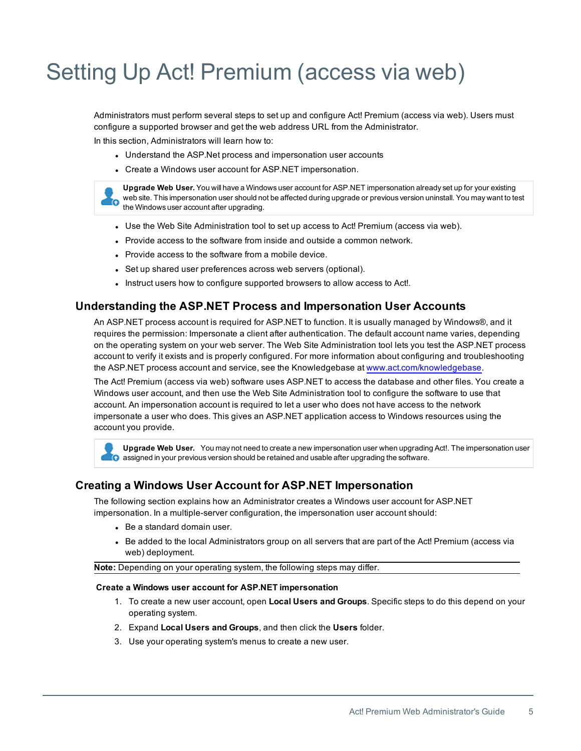# Setting Up Act! Premium (access via web)

Administrators must perform several steps to set up and configure Act! Premium (access via web). Users must configure a supported browser and get the web address URL from the Administrator.

In this section, Administrators will learn how to:

- Understand the ASP.Net process and impersonation user accounts
- Create a Windows user account for ASP.NET impersonation.

> **Upgrade Web User.** You will have a Windows user account for ASP.NET impersonation already set up for your existing web site. This impersonation user should not be affected during upgrade or previous version uninstall. You may want to test the Windows user account after upgrading.

- Use the Web Site Administration tool to set up access to Act! Premium (access via web).
- Provide access to the software from inside and outside a common network.
- Provide access to the software from a mobile device.
- Set up shared user preferences across web servers (optional).
- Instruct users how to configure supported browsers to allow access to Act!.

## Understanding the ASP.NET Process and Impersonation User Accounts

An ASP.NET process account is required for ASP.NET to function. It is usually managed by Windows®, and it requires the permission: Impersonate a client after authentication. The default account name varies, depending on the operating system on your web server. The Web Site Administration tool lets you test the ASP.NET process account to verify it exists and is properly configured. For more information about configuring and troubleshooting the ASP.NET process account and service, see the Knowledgebase at www.act.com/knowledgebase.

The Act! Premium (access via web) software uses ASP.NET to access the database and other files. You create a Windows user account, and then use the Web Site Administration tool to configure the software to use that account. An impersonation account is required to let a user who does not have access to the network impersonate a user who does. This gives an ASP.NET application access to Windows resources using the account you provide.

> **Upgrade Web User.** You may not need to create a new impersonation user when upgrading Act!. The impersonation user assigned in your previous version should be retained and usable after upgrading the software.

## Creating a Windows User Account for ASP.NET Impersonation

The following section explains how an Administrator creates a Windows user account for ASP.NET impersonation. In a multiple-server configuration, the impersonation user account should:

- Be a standard domain user.
- Be added to the local Administrators group on all servers that are part of the Act! Premium (access via web) deployment.

**Note:** Depending on your operating system, the following steps may differ.

**Create a Windows user account for ASP.NET impersonation**

1. To create a new user account, open **Local Users and Groups**. Specific steps to do this depend on your operating system.
2. Expand **Local Users and Groups**, and then click the **Users** folder.
3. Use your operating system's menus to create a new user.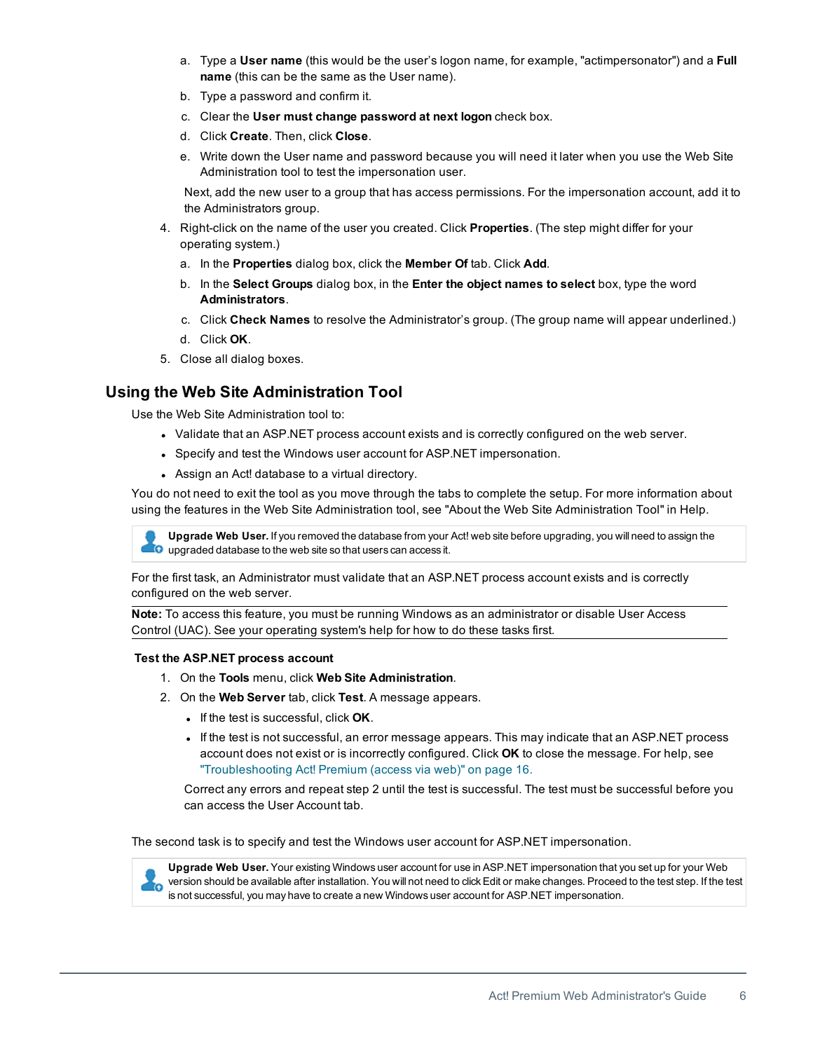a. Type a **User name** (this would be the user's logon name, for example, "actimpersonator") and a **Full name** (this can be the same as the User name).
b. Type a password and confirm it.
c. Clear the **User must change password at next logon** check box.
d. Click **Create**. Then, click **Close**.
e. Write down the User name and password because you will need it later when you use the Web Site Administration tool to test the impersonation user.

Next, add the new user to a group that has access permissions. For the impersonation account, add it to the Administrators group.

4. Right-click on the name of the user you created. Click **Properties**. (The step might differ for your operating system.)
   a. In the **Properties** dialog box, click the **Member Of** tab. Click **Add**.
   b. In the **Select Groups** dialog box, in the **Enter the object names to select** box, type the word **Administrators**.
   c. Click **Check Names** to resolve the Administrator's group. (The group name will appear underlined.)
   d. Click **OK**.
5. Close all dialog boxes.

## Using the Web Site Administration Tool

Use the Web Site Administration tool to:

- Validate that an ASP.NET process account exists and is correctly configured on the web server.
- Specify and test the Windows user account for ASP.NET impersonation.
- Assign an Act! database to a virtual directory.

You do not need to exit the tool as you move through the tabs to complete the setup. For more information about using the features in the Web Site Administration tool, see "About the Web Site Administration Tool" in Help.

**Upgrade Web User.** If you removed the database from your Act! web site before upgrading, you will need to assign the upgraded database to the web site so that users can access it.

For the first task, an Administrator must validate that an ASP.NET process account exists and is correctly configured on the web server.

**Note:** To access this feature, you must be running Windows as an administrator or disable User Access Control (UAC). See your operating system's help for how to do these tasks first.

**Test the ASP.NET process account**

1. On the **Tools** menu, click **Web Site Administration**.
2. On the **Web Server** tab, click **Test**. A message appears.
   - If the test is successful, click **OK**.
   - If the test is not successful, an error message appears. This may indicate that an ASP.NET process account does not exist or is incorrectly configured. Click **OK** to close the message. For help, see "Troubleshooting Act! Premium (access via web)" on page 16.

   Correct any errors and repeat step 2 until the test is successful. The test must be successful before you can access the User Account tab.

The second task is to specify and test the Windows user account for ASP.NET impersonation.

**Upgrade Web User.** Your existing Windows user account for use in ASP.NET impersonation that you set up for your Web version should be available after installation. You will not need to click Edit or make changes. Proceed to the test step. If the test is not successful, you may have to create a new Windows user account for ASP.NET impersonation.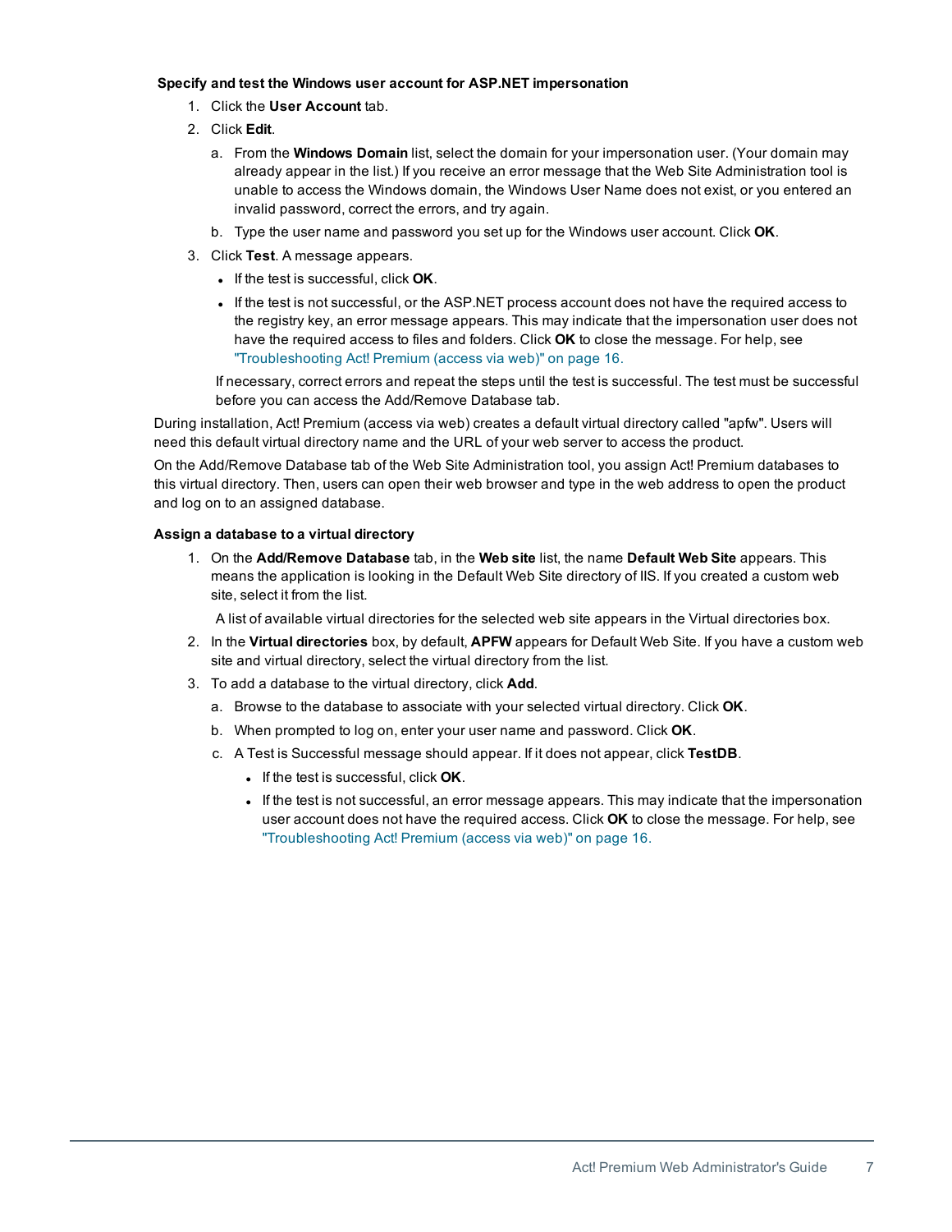**Specify and test the Windows user account for ASP.NET impersonation**

1. Click the **User Account** tab.
2. Click **Edit**.
   a. From the **Windows Domain** list, select the domain for your impersonation user. (Your domain may already appear in the list.) If you receive an error message that the Web Site Administration tool is unable to access the Windows domain, the Windows User Name does not exist, or you entered an invalid password, correct the errors, and try again.
   b. Type the user name and password you set up for the Windows user account. Click **OK**.
3. Click **Test**. A message appears.
   - If the test is successful, click **OK**.
   - If the test is not successful, or the ASP.NET process account does not have the required access to the registry key, an error message appears. This may indicate that the impersonation user does not have the required access to files and folders. Click **OK** to close the message. For help, see "Troubleshooting Act! Premium (access via web)" on page 16.

   If necessary, correct errors and repeat the steps until the test is successful. The test must be successful before you can access the Add/Remove Database tab.

During installation, Act! Premium (access via web) creates a default virtual directory called "apfw". Users will need this default virtual directory name and the URL of your web server to access the product.

On the Add/Remove Database tab of the Web Site Administration tool, you assign Act! Premium databases to this virtual directory. Then, users can open their web browser and type in the web address to open the product and log on to an assigned database.

**Assign a database to a virtual directory**

1. On the **Add/Remove Database** tab, in the **Web site** list, the name **Default Web Site** appears. This means the application is looking in the Default Web Site directory of IIS. If you created a custom web site, select it from the list.

   A list of available virtual directories for the selected web site appears in the Virtual directories box.
2. In the **Virtual directories** box, by default, **APFW** appears for Default Web Site. If you have a custom web site and virtual directory, select the virtual directory from the list.
3. To add a database to the virtual directory, click **Add**.
   a. Browse to the database to associate with your selected virtual directory. Click **OK**.
   b. When prompted to log on, enter your user name and password. Click **OK**.
   c. A Test is Successful message should appear. If it does not appear, click **TestDB**.
      - If the test is successful, click **OK**.
      - If the test is not successful, an error message appears. This may indicate that the impersonation user account does not have the required access. Click **OK** to close the message. For help, see "Troubleshooting Act! Premium (access via web)" on page 16.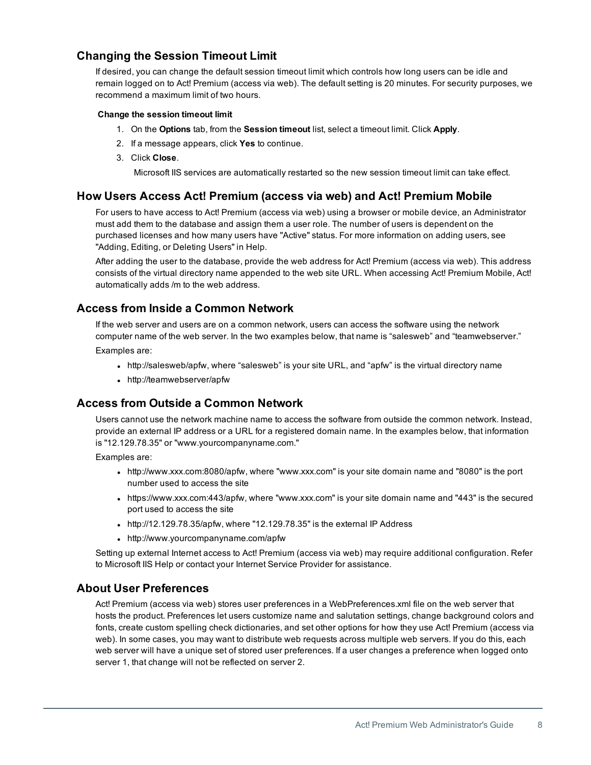## Changing the Session Timeout Limit

If desired, you can change the default session timeout limit which controls how long users can be idle and remain logged on to Act! Premium (access via web). The default setting is 20 minutes. For security purposes, we recommend a maximum limit of two hours.

**Change the session timeout limit**

1. On the **Options** tab, from the **Session timeout** list, select a timeout limit. Click **Apply**.
2. If a message appears, click **Yes** to continue.
3. Click **Close**.

   Microsoft IIS services are automatically restarted so the new session timeout limit can take effect.

## How Users Access Act! Premium (access via web) and Act! Premium Mobile

For users to have access to Act! Premium (access via web) using a browser or mobile device, an Administrator must add them to the database and assign them a user role. The number of users is dependent on the purchased licenses and how many users have "Active" status. For more information on adding users, see "Adding, Editing, or Deleting Users" in Help.

After adding the user to the database, provide the web address for Act! Premium (access via web). This address consists of the virtual directory name appended to the web site URL. When accessing Act! Premium Mobile, Act! automatically adds /m to the web address.

## Access from Inside a Common Network

If the web server and users are on a common network, users can access the software using the network computer name of the web server. In the two examples below, that name is “salesweb” and “teamwebserver.”

Examples are:

- http://salesweb/apfw, where “salesweb” is your site URL, and “apfw” is the virtual directory name
- http://teamwebserver/apfw

## Access from Outside a Common Network

Users cannot use the network machine name to access the software from outside the common network. Instead, provide an external IP address or a URL for a registered domain name. In the examples below, that information is "12.129.78.35" or "www.yourcompanyname.com."

Examples are:

- http://www.xxx.com:8080/apfw, where "www.xxx.com" is your site domain name and "8080" is the port number used to access the site
- https://www.xxx.com:443/apfw, where "www.xxx.com" is your site domain name and "443" is the secured port used to access the site
- http://12.129.78.35/apfw, where "12.129.78.35" is the external IP Address
- http://www.yourcompanyname.com/apfw

Setting up external Internet access to Act! Premium (access via web) may require additional configuration. Refer to Microsoft IIS Help or contact your Internet Service Provider for assistance.

## About User Preferences

Act! Premium (access via web) stores user preferences in a WebPreferences.xml file on the web server that hosts the product. Preferences let users customize name and salutation settings, change background colors and fonts, create custom spelling check dictionaries, and set other options for how they use Act! Premium (access via web). In some cases, you may want to distribute web requests across multiple web servers. If you do this, each web server will have a unique set of stored user preferences. If a user changes a preference when logged onto server 1, that change will not be reflected on server 2.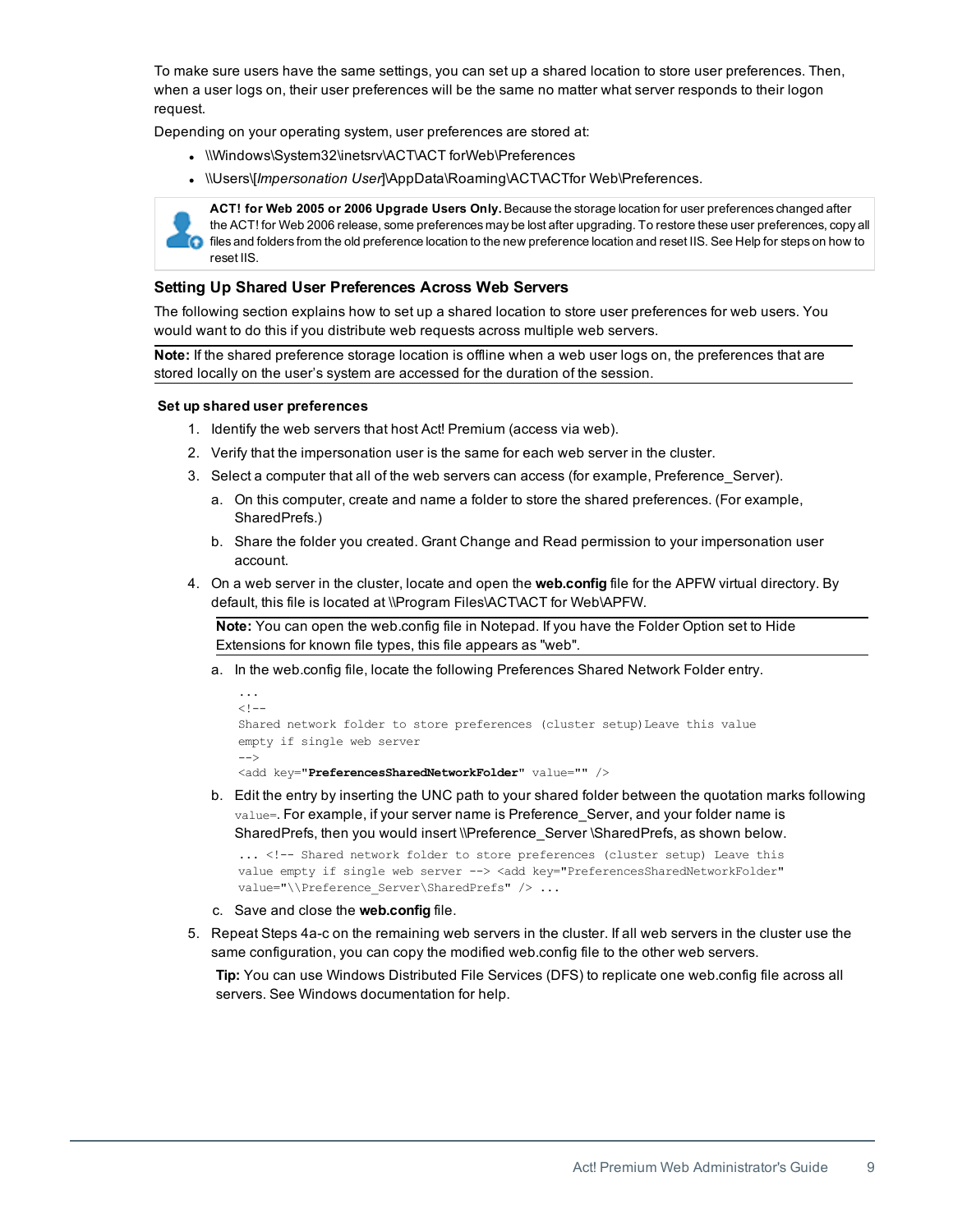To make sure users have the same settings, you can set up a shared location to store user preferences. Then, when a user logs on, their user preferences will be the same no matter what server responds to their logon request.

Depending on your operating system, user preferences are stored at:

- \\Windows\System32\inetsrv\ACT\ACT forWeb\Preferences
- \\Users\[*Impersonation User*]\AppData\Roaming\ACT\ACTfor Web\Preferences.

**ACT! for Web 2005 or 2006 Upgrade Users Only.** Because the storage location for user preferences changed after the ACT! for Web 2006 release, some preferences may be lost after upgrading. To restore these user preferences, copy all files and folders from the old preference location to the new preference location and reset IIS. See Help for steps on how to reset IIS.

### Setting Up Shared User Preferences Across Web Servers

The following section explains how to set up a shared location to store user preferences for web users. You would want to do this if you distribute web requests across multiple web servers.

**Note:** If the shared preference storage location is offline when a web user logs on, the preferences that are stored locally on the user's system are accessed for the duration of the session.

**Set up shared user preferences**

1. Identify the web servers that host Act! Premium (access via web).
2. Verify that the impersonation user is the same for each web server in the cluster.
3. Select a computer that all of the web servers can access (for example, Preference_Server).
   a. On this computer, create and name a folder to store the shared preferences. (For example, SharedPrefs.)
   b. Share the folder you created. Grant Change and Read permission to your impersonation user account.
4. On a web server in the cluster, locate and open the **web.config** file for the APFW virtual directory. By default, this file is located at \\Program Files\ACT\ACT for Web\APFW.

   **Note:** You can open the web.config file in Notepad. If you have the Folder Option set to Hide Extensions for known file types, this file appears as "web".

   a. In the web.config file, locate the following Preferences Shared Network Folder entry.

   ```
   ...
   <!--
   Shared network folder to store preferences (cluster setup)Leave this value
   empty if single web server
   -->
   <add key="PreferencesSharedNetworkFolder" value="" />
   ```

   b. Edit the entry by inserting the UNC path to your shared folder between the quotation marks following `value=`. For example, if your server name is Preference_Server, and your folder name is SharedPrefs, then you would insert \\Preference_Server \SharedPrefs, as shown below.

   ```
   ... <!-- Shared network folder to store preferences (cluster setup) Leave this
   value empty if single web server --> <add key="PreferencesSharedNetworkFolder"
   value="\\Preference_Server\SharedPrefs" /> ...
   ```

   c. Save and close the **web.config** file.
5. Repeat Steps 4a-c on the remaining web servers in the cluster. If all web servers in the cluster use the same configuration, you can copy the modified web.config file to the other web servers.

   **Tip:** You can use Windows Distributed File Services (DFS) to replicate one web.config file across all servers. See Windows documentation for help.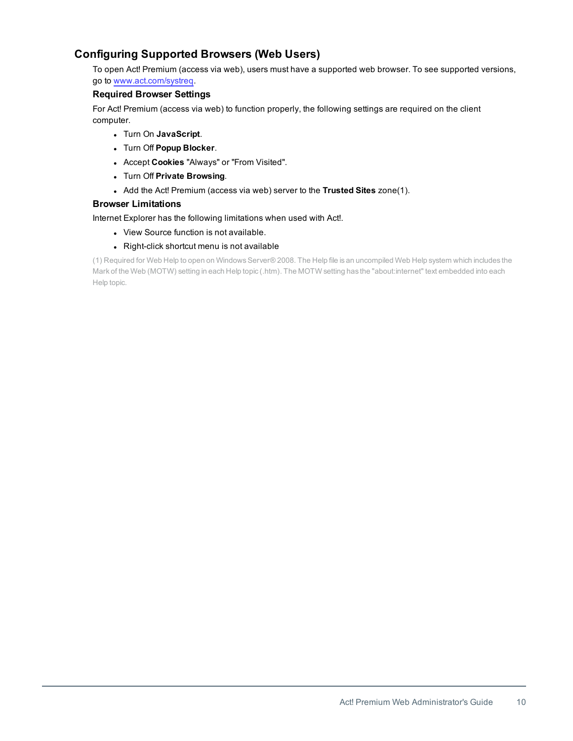## Configuring Supported Browsers (Web Users)

To open Act! Premium (access via web), users must have a supported web browser. To see supported versions, go to [www.act.com/systreq](www.act.com/systreq).

### Required Browser Settings

For Act! Premium (access via web) to function properly, the following settings are required on the client computer.

- Turn On **JavaScript**.
- Turn Off **Popup Blocker**.
- Accept **Cookies** "Always" or "From Visited".
- Turn Off **Private Browsing**.
- Add the Act! Premium (access via web) server to the **Trusted Sites** zone(1).

### Browser Limitations

Internet Explorer has the following limitations when used with Act!.

- View Source function is not available.
- Right-click shortcut menu is not available

(1) Required for Web Help to open on Windows Server® 2008. The Help file is an uncompiled Web Help system which includes the Mark of the Web (MOTW) setting in each Help topic (.htm). The MOTW setting has the "about:internet" text embedded into each Help topic.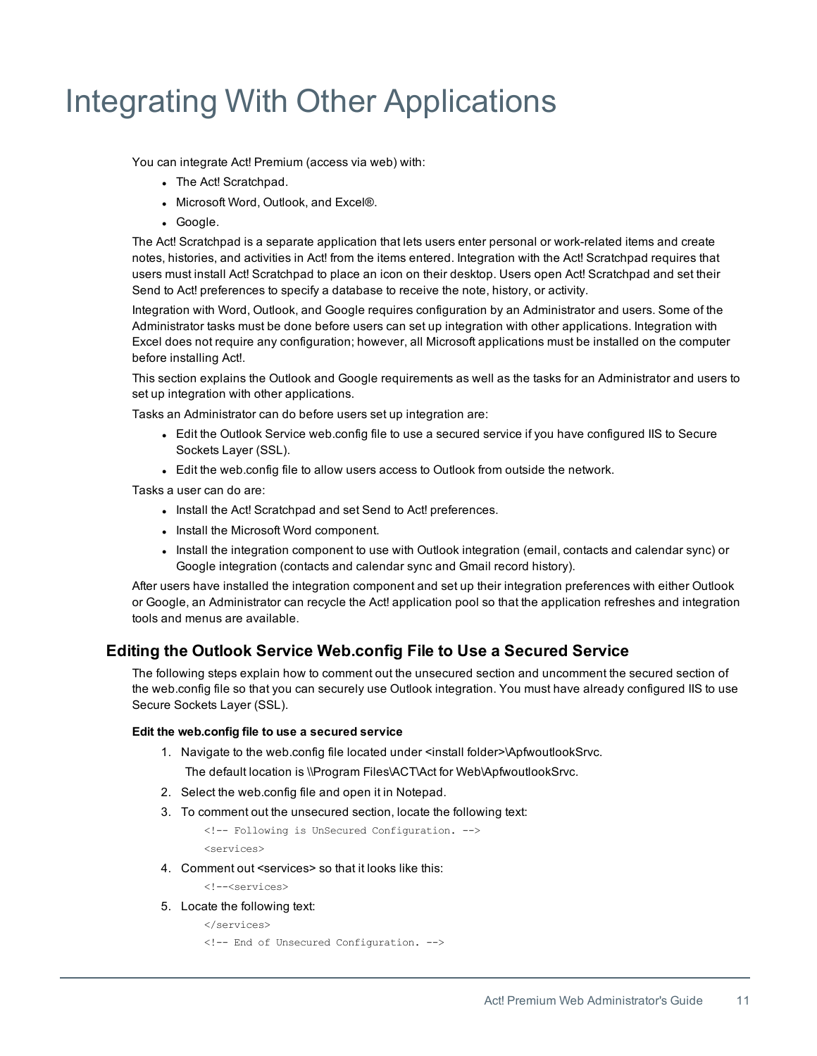# Integrating With Other Applications

You can integrate Act! Premium (access via web) with:

- The Act! Scratchpad.
- Microsoft Word, Outlook, and Excel®.
- Google.

The Act! Scratchpad is a separate application that lets users enter personal or work-related items and create notes, histories, and activities in Act! from the items entered. Integration with the Act! Scratchpad requires that users must install Act! Scratchpad to place an icon on their desktop. Users open Act! Scratchpad and set their Send to Act! preferences to specify a database to receive the note, history, or activity.

Integration with Word, Outlook, and Google requires configuration by an Administrator and users. Some of the Administrator tasks must be done before users can set up integration with other applications. Integration with Excel does not require any configuration; however, all Microsoft applications must be installed on the computer before installing Act!.

This section explains the Outlook and Google requirements as well as the tasks for an Administrator and users to set up integration with other applications.

Tasks an Administrator can do before users set up integration are:

- Edit the Outlook Service web.config file to use a secured service if you have configured IIS to Secure Sockets Layer (SSL).
- Edit the web.config file to allow users access to Outlook from outside the network.

Tasks a user can do are:

- Install the Act! Scratchpad and set Send to Act! preferences.
- Install the Microsoft Word component.
- Install the integration component to use with Outlook integration (email, contacts and calendar sync) or Google integration (contacts and calendar sync and Gmail record history).

After users have installed the integration component and set up their integration preferences with either Outlook or Google, an Administrator can recycle the Act! application pool so that the application refreshes and integration tools and menus are available.

## Editing the Outlook Service Web.config File to Use a Secured Service

The following steps explain how to comment out the unsecured section and uncomment the secured section of the web.config file so that you can securely use Outlook integration. You must have already configured IIS to use Secure Sockets Layer (SSL).

**Edit the web.config file to use a secured service**

1. Navigate to the web.config file located under <install folder>\ApfwoutlookSrvc.

   The default location is \\Program Files\ACT\Act for Web\ApfwoutlookSrvc.

2. Select the web.config file and open it in Notepad.
3. To comment out the unsecured section, locate the following text:

   ```
   <!-- Following is UnSecured Configuration. -->
   <services>
   ```

4. Comment out <services> so that it looks like this:

   ```
   <!--<services>
   ```

5. Locate the following text:

   ```
   </services>
   <!-- End of Unsecured Configuration. -->
   ```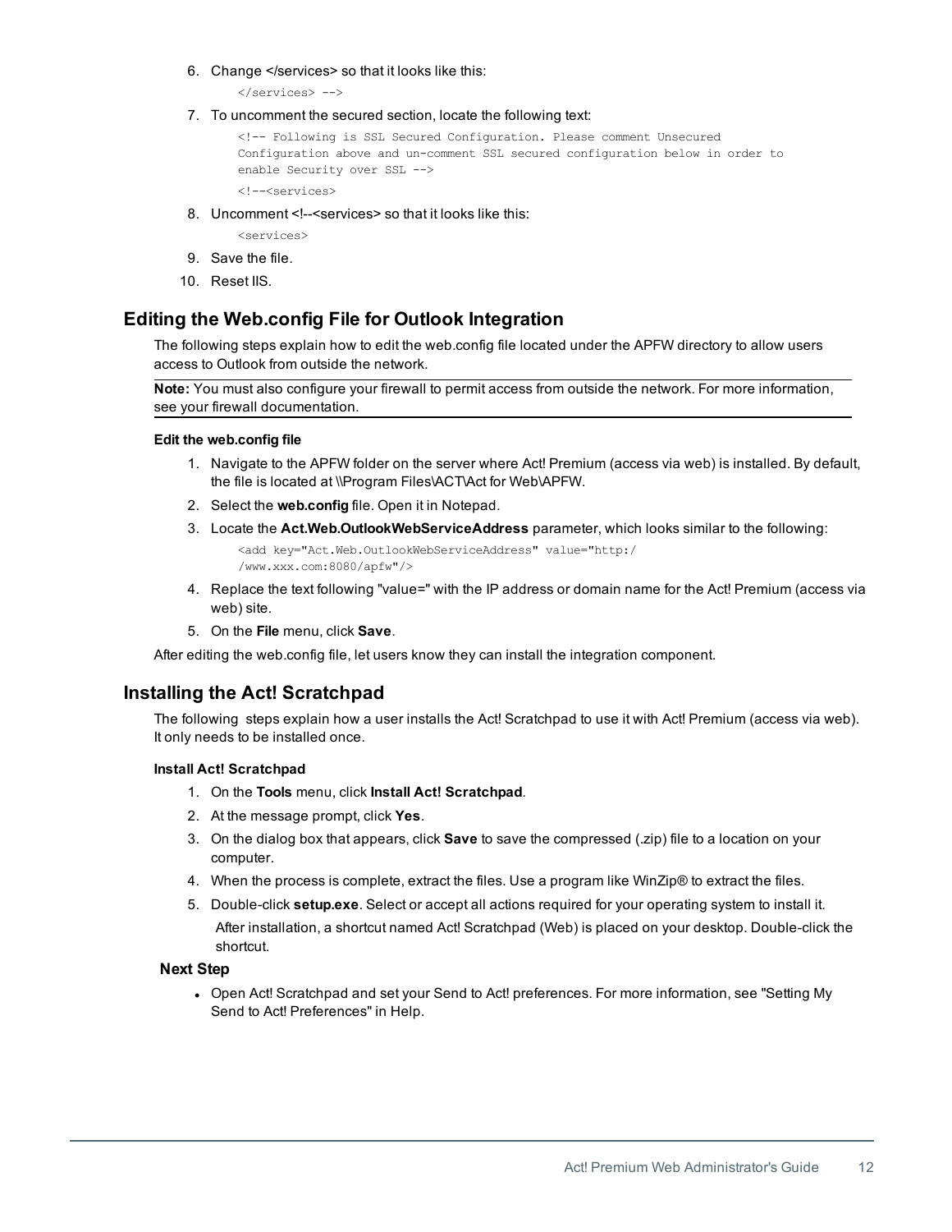6. Change </services> so that it looks like this:

   ```
   </services> -->
   ```

7. To uncomment the secured section, locate the following text:

   ```
   <!-- Following is SSL Secured Configuration. Please comment Unsecured
   Configuration above and un-comment SSL secured configuration below in order to
   enable Security over SSL -->
   <!--<services>
   ```

8. Uncomment <!--<services> so that it looks like this:

   ```
   <services>
   ```

9. Save the file.
10. Reset IIS.

## Editing the Web.config File for Outlook Integration

The following steps explain how to edit the web.config file located under the APFW directory to allow users access to Outlook from outside the network.

**Note:** You must also configure your firewall to permit access from outside the network. For more information, see your firewall documentation.

#### Edit the web.config file

1. Navigate to the APFW folder on the server where Act! Premium (access via web) is installed. By default, the file is located at \\Program Files\ACT\Act for Web\APFW.
2. Select the **web.config** file. Open it in Notepad.
3. Locate the **Act.Web.OutlookWebServiceAddress** parameter, which looks similar to the following:

   ```
   <add key="Act.Web.OutlookWebServiceAddress" value="http:/
   /www.xxx.com:8080/apfw"/>
   ```

4. Replace the text following "value=" with the IP address or domain name for the Act! Premium (access via web) site.
5. On the **File** menu, click **Save**.

After editing the web.config file, let users know they can install the integration component.

## Installing the Act! Scratchpad

The following steps explain how a user installs the Act! Scratchpad to use it with Act! Premium (access via web). It only needs to be installed once.

#### Install Act! Scratchpad

1. On the **Tools** menu, click **Install Act! Scratchpad**.
2. At the message prompt, click **Yes**.
3. On the dialog box that appears, click **Save** to save the compressed (.zip) file to a location on your computer.
4. When the process is complete, extract the files. Use a program like WinZip® to extract the files.
5. Double-click **setup.exe**. Select or accept all actions required for your operating system to install it.

   After installation, a shortcut named Act! Scratchpad (Web) is placed on your desktop. Double-click the shortcut.

### Next Step

- Open Act! Scratchpad and set your Send to Act! preferences. For more information, see "Setting My Send to Act! Preferences" in Help.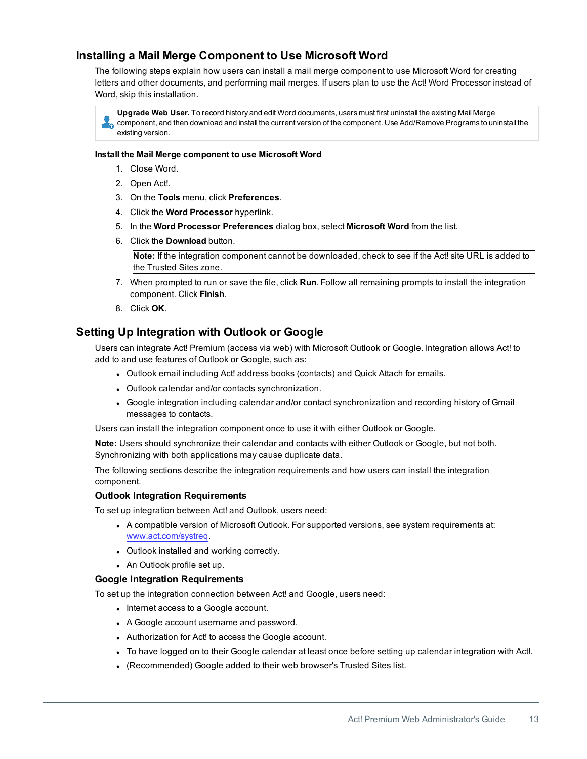## Installing a Mail Merge Component to Use Microsoft Word

The following steps explain how users can install a mail merge component to use Microsoft Word for creating letters and other documents, and performing mail merges. If users plan to use the Act! Word Processor instead of Word, skip this installation.

**Upgrade Web User.** To record history and edit Word documents, users must first uninstall the existing Mail Merge component, and then download and install the current version of the component. Use Add/Remove Programs to uninstall the existing version.

**Install the Mail Merge component to use Microsoft Word**

1. Close Word.
2. Open Act!.
3. On the **Tools** menu, click **Preferences**.
4. Click the **Word Processor** hyperlink.
5. In the **Word Processor Preferences** dialog box, select **Microsoft Word** from the list.
6. Click the **Download** button.

   **Note:** If the integration component cannot be downloaded, check to see if the Act! site URL is added to the Trusted Sites zone.

7. When prompted to run or save the file, click **Run**. Follow all remaining prompts to install the integration component. Click **Finish**.
8. Click **OK**.

## Setting Up Integration with Outlook or Google

Users can integrate Act! Premium (access via web) with Microsoft Outlook or Google. Integration allows Act! to add to and use features of Outlook or Google, such as:

- Outlook email including Act! address books (contacts) and Quick Attach for emails.
- Outlook calendar and/or contacts synchronization.
- Google integration including calendar and/or contact synchronization and recording history of Gmail messages to contacts.

Users can install the integration component once to use it with either Outlook or Google.

**Note:** Users should synchronize their calendar and contacts with either Outlook or Google, but not both. Synchronizing with both applications may cause duplicate data.

The following sections describe the integration requirements and how users can install the integration component.

### Outlook Integration Requirements

To set up integration between Act! and Outlook, users need:

- A compatible version of Microsoft Outlook. For supported versions, see system requirements at: www.act.com/systreq.
- Outlook installed and working correctly.
- An Outlook profile set up.

### Google Integration Requirements

To set up the integration connection between Act! and Google, users need:

- Internet access to a Google account.
- A Google account username and password.
- Authorization for Act! to access the Google account.
- To have logged on to their Google calendar at least once before setting up calendar integration with Act!.
- (Recommended) Google added to their web browser's Trusted Sites list.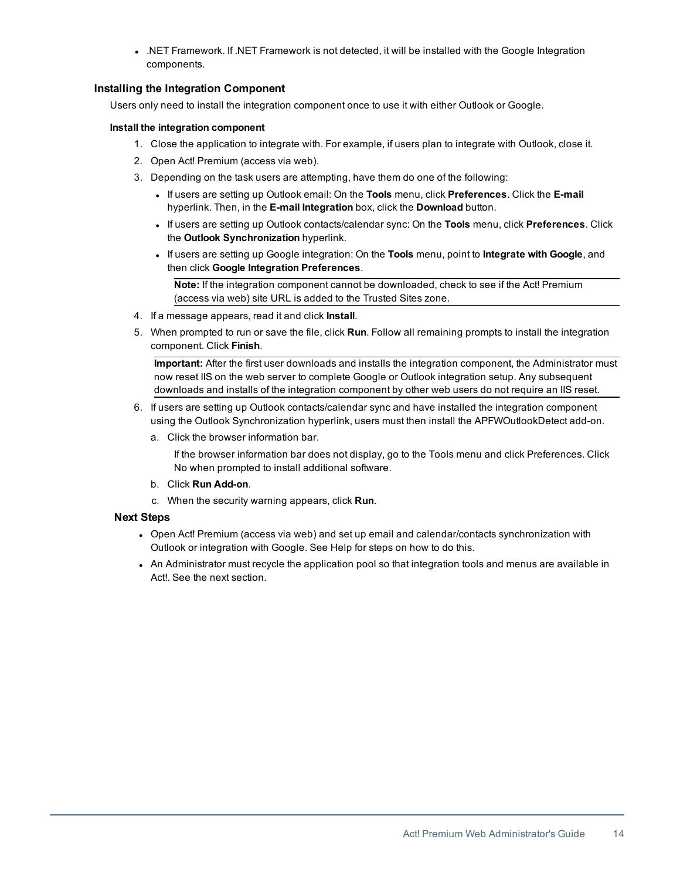- .NET Framework. If .NET Framework is not detected, it will be installed with the Google Integration components.

### Installing the Integration Component

Users only need to install the integration component once to use it with either Outlook or Google.

#### Install the integration component

1. Close the application to integrate with. For example, if users plan to integrate with Outlook, close it.
2. Open Act! Premium (access via web).
3. Depending on the task users are attempting, have them do one of the following:
   - If users are setting up Outlook email: On the **Tools** menu, click **Preferences**. Click the **E-mail** hyperlink. Then, in the **E-mail Integration** box, click the **Download** button.
   - If users are setting up Outlook contacts/calendar sync: On the **Tools** menu, click **Preferences**. Click the **Outlook Synchronization** hyperlink.
   - If users are setting up Google integration: On the **Tools** menu, point to **Integrate with Google**, and then click **Google Integration Preferences**.

   **Note:** If the integration component cannot be downloaded, check to see if the Act! Premium (access via web) site URL is added to the Trusted Sites zone.
4. If a message appears, read it and click **Install**.
5. When prompted to run or save the file, click **Run**. Follow all remaining prompts to install the integration component. Click **Finish**.

   **Important:** After the first user downloads and installs the integration component, the Administrator must now reset IIS on the web server to complete Google or Outlook integration setup. Any subsequent downloads and installs of the integration component by other web users do not require an IIS reset.
6. If users are setting up Outlook contacts/calendar sync and have installed the integration component using the Outlook Synchronization hyperlink, users must then install the APFWOutlookDetect add-on.
   a. Click the browser information bar.

      If the browser information bar does not display, go to the Tools menu and click Preferences. Click No when prompted to install additional software.
   b. Click **Run Add-on**.
   c. When the security warning appears, click **Run**.

### Next Steps

- Open Act! Premium (access via web) and set up email and calendar/contacts synchronization with Outlook or integration with Google. See Help for steps on how to do this.
- An Administrator must recycle the application pool so that integration tools and menus are available in Act!. See the next section.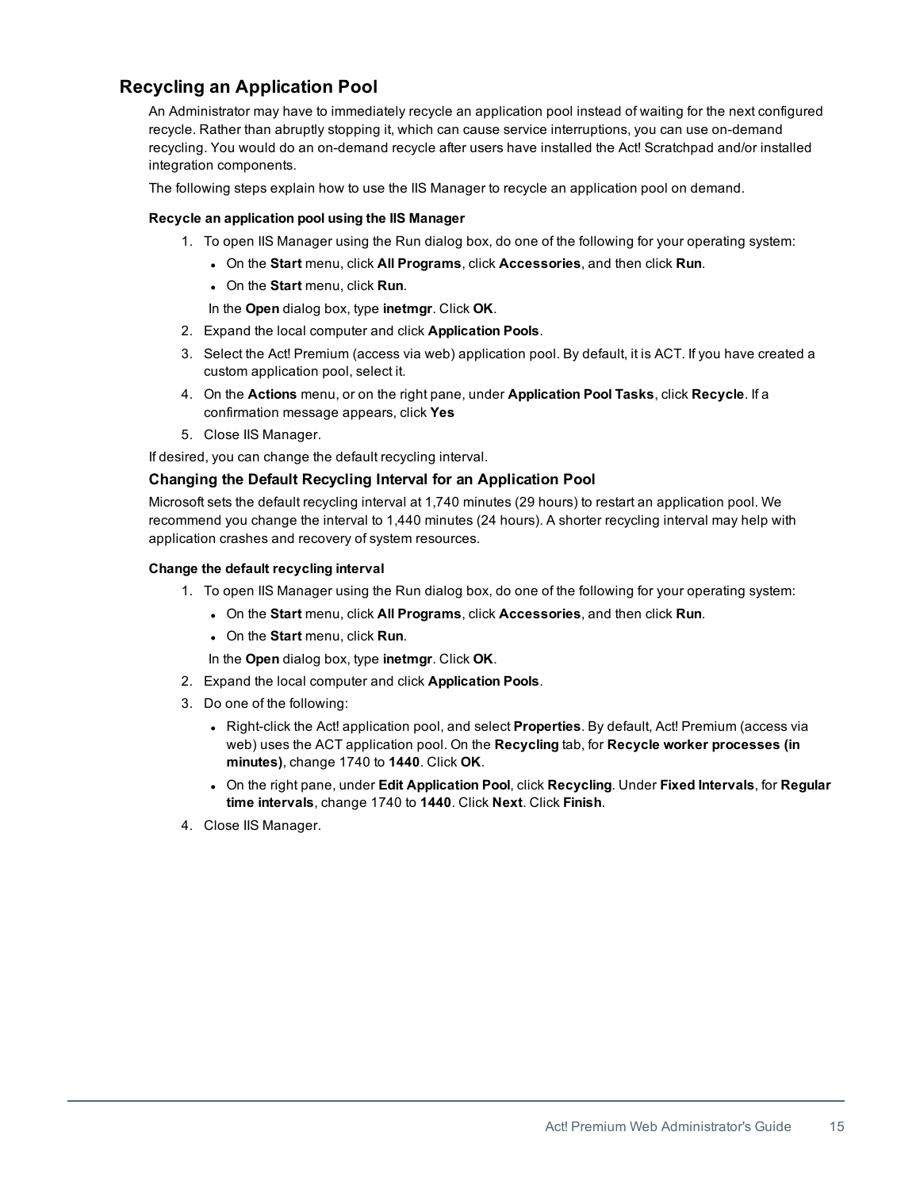## Recycling an Application Pool

An Administrator may have to immediately recycle an application pool instead of waiting for the next configured recycle. Rather than abruptly stopping it, which can cause service interruptions, you can use on-demand recycling. You would do an on-demand recycle after users have installed the Act! Scratchpad and/or installed integration components.

The following steps explain how to use the IIS Manager to recycle an application pool on demand.

#### Recycle an application pool using the IIS Manager

1. To open IIS Manager using the Run dialog box, do one of the following for your operating system:
   - On the **Start** menu, click **All Programs**, click **Accessories**, and then click **Run**.
   - On the **Start** menu, click **Run**.

   In the **Open** dialog box, type **inetmgr**. Click **OK**.
2. Expand the local computer and click **Application Pools**.
3. Select the Act! Premium (access via web) application pool. By default, it is ACT. If you have created a custom application pool, select it.
4. On the **Actions** menu, or on the right pane, under **Application Pool Tasks**, click **Recycle**. If a confirmation message appears, click **Yes**
5. Close IIS Manager.

If desired, you can change the default recycling interval.

### Changing the Default Recycling Interval for an Application Pool

Microsoft sets the default recycling interval at 1,740 minutes (29 hours) to restart an application pool. We recommend you change the interval to 1,440 minutes (24 hours). A shorter recycling interval may help with application crashes and recovery of system resources.

#### Change the default recycling interval

1. To open IIS Manager using the Run dialog box, do one of the following for your operating system:
   - On the **Start** menu, click **All Programs**, click **Accessories**, and then click **Run**.
   - On the **Start** menu, click **Run**.

   In the **Open** dialog box, type **inetmgr**. Click **OK**.
2. Expand the local computer and click **Application Pools**.
3. Do one of the following:
   - Right-click the Act! application pool, and select **Properties**. By default, Act! Premium (access via web) uses the ACT application pool. On the **Recycling** tab, for **Recycle worker processes (in minutes)**, change 1740 to **1440**. Click **OK**.
   - On the right pane, under **Edit Application Pool**, click **Recycling**. Under **Fixed Intervals**, for **Regular time intervals**, change 1740 to **1440**. Click **Next**. Click **Finish**.
4. Close IIS Manager.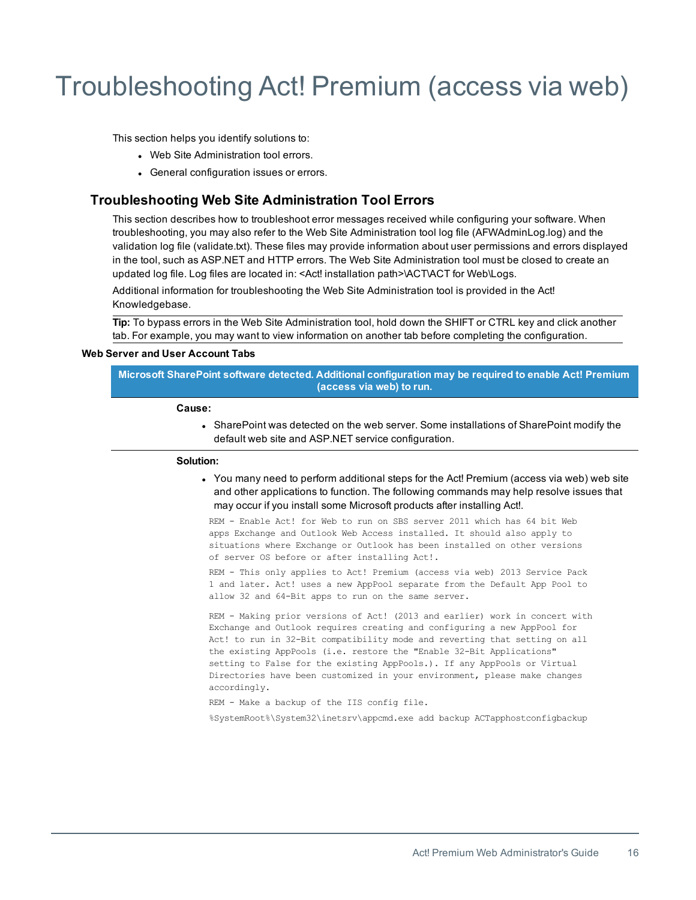# Troubleshooting Act! Premium (access via web)

This section helps you identify solutions to:

- Web Site Administration tool errors.
- General configuration issues or errors.

## Troubleshooting Web Site Administration Tool Errors

This section describes how to troubleshoot error messages received while configuring your software. When troubleshooting, you may also refer to the Web Site Administration tool log file (AFWAdminLog.log) and the validation log file (validate.txt). These files may provide information about user permissions and errors displayed in the tool, such as ASP.NET and HTTP errors. The Web Site Administration tool must be closed to create an updated log file. Log files are located in: <Act! installation path>\ACT\ACT for Web\Logs.

Additional information for troubleshooting the Web Site Administration tool is provided in the Act! Knowledgebase.

**Tip:** To bypass errors in the Web Site Administration tool, hold down the SHIFT or CTRL key and click another tab. For example, you may want to view information on another tab before completing the configuration.

### Web Server and User Account Tabs

**Microsoft SharePoint software detected. Additional configuration may be required to enable Act! Premium (access via web) to run.**

**Cause:**

- SharePoint was detected on the web server. Some installations of SharePoint modify the default web site and ASP.NET service configuration.

**Solution:**

- You many need to perform additional steps for the Act! Premium (access via web) web site and other applications to function. The following commands may help resolve issues that may occur if you install some Microsoft products after installing Act!.

```
REM - Enable Act! for Web to run on SBS server 2011 which has 64 bit Web
apps Exchange and Outlook Web Access installed. It should also apply to
situations where Exchange or Outlook has been installed on other versions
of server OS before or after installing Act!.

REM - This only applies to Act! Premium (access via web) 2013 Service Pack
1 and later. Act! uses a new AppPool separate from the Default App Pool to
allow 32 and 64-Bit apps to run on the same server.

REM - Making prior versions of Act! (2013 and earlier) work in concert with
Exchange and Outlook requires creating and configuring a new AppPool for
Act! to run in 32-Bit compatibility mode and reverting that setting on all
the existing AppPools (i.e. restore the "Enable 32-Bit Applications"
setting to False for the existing AppPools.). If any AppPools or Virtual
Directories have been customized in your environment, please make changes
accordingly.

REM - Make a backup of the IIS config file.

%SystemRoot%\System32\inetsrv\appcmd.exe add backup ACTapphostconfigbackup
```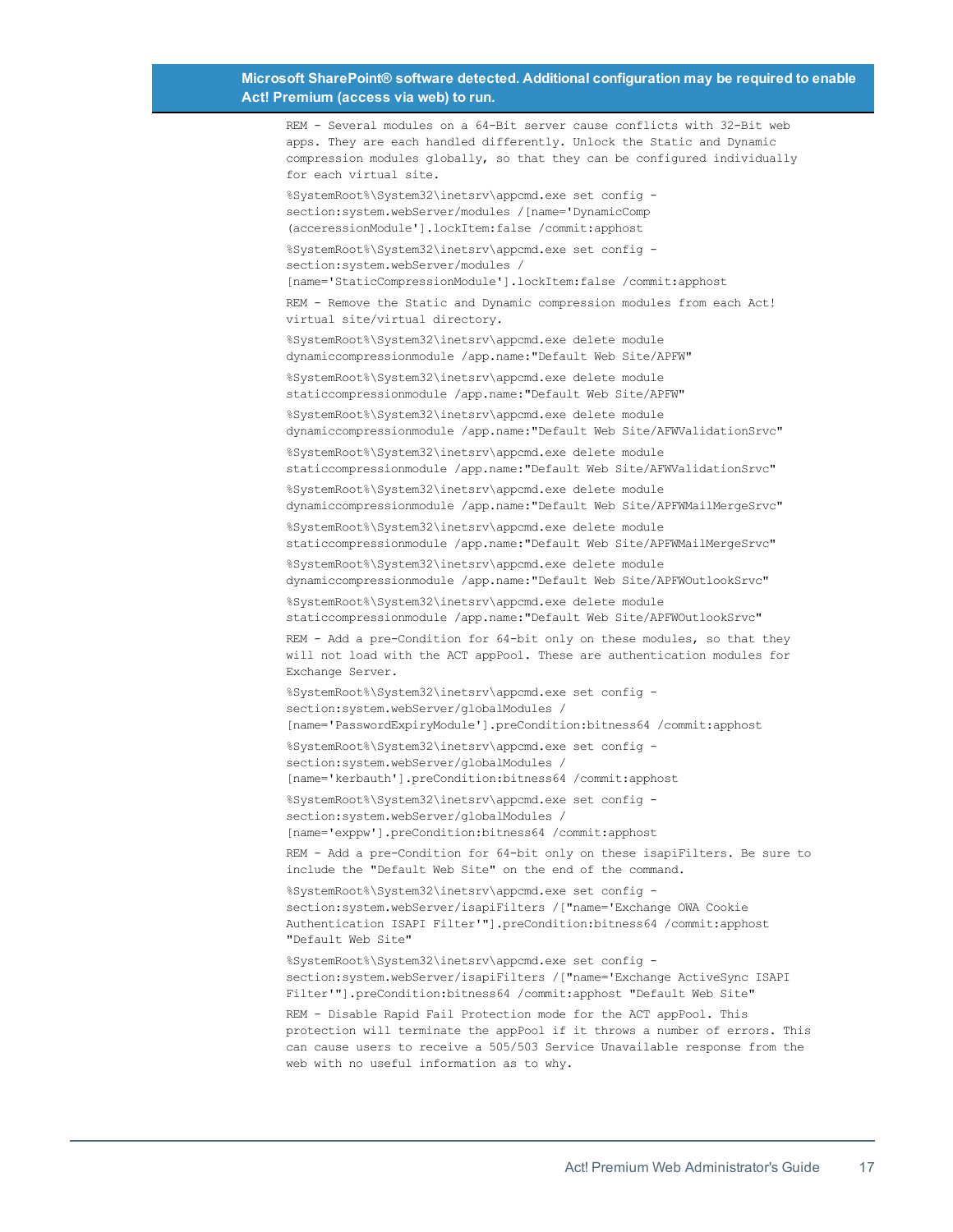**Microsoft SharePoint® software detected. Additional configuration may be required to enable Act! Premium (access via web) to run.**

```
REM - Several modules on a 64-Bit server cause conflicts with 32-Bit web
apps. They are each handled differently. Unlock the Static and Dynamic
compression modules globally, so that they can be configured individually
for each virtual site.

%SystemRoot%\System32\inetsrv\appcmd.exe set config -
section:system.webServer/modules /[name='DynamicComp
(acceressionModule'].lockItem:false /commit:apphost

%SystemRoot%\System32\inetsrv\appcmd.exe set config -
section:system.webServer/modules /
[name='StaticCompressionModule'].lockItem:false /commit:apphost

REM - Remove the Static and Dynamic compression modules from each Act!
virtual site/virtual directory.

%SystemRoot%\System32\inetsrv\appcmd.exe delete module
dynamiccompressionmodule /app.name:"Default Web Site/APFW"

%SystemRoot%\System32\inetsrv\appcmd.exe delete module
staticcompressionmodule /app.name:"Default Web Site/APFW"

%SystemRoot%\System32\inetsrv\appcmd.exe delete module
dynamiccompressionmodule /app.name:"Default Web Site/AFWValidationSrvc"

%SystemRoot%\System32\inetsrv\appcmd.exe delete module
staticcompressionmodule /app.name:"Default Web Site/AFWValidationSrvc"

%SystemRoot%\System32\inetsrv\appcmd.exe delete module
dynamiccompressionmodule /app.name:"Default Web Site/APFWMailMergeSrvc"

%SystemRoot%\System32\inetsrv\appcmd.exe delete module
staticcompressionmodule /app.name:"Default Web Site/APFWMailMergeSrvc"

%SystemRoot%\System32\inetsrv\appcmd.exe delete module
dynamiccompressionmodule /app.name:"Default Web Site/APFWOutlookSrvc"

%SystemRoot%\System32\inetsrv\appcmd.exe delete module
staticcompressionmodule /app.name:"Default Web Site/APFWOutlookSrvc"

REM - Add a pre-Condition for 64-bit only on these modules, so that they
will not load with the ACT appPool. These are authentication modules for
Exchange Server.

%SystemRoot%\System32\inetsrv\appcmd.exe set config -
section:system.webServer/globalModules /
[name='PasswordExpiryModule'].preCondition:bitness64 /commit:apphost

%SystemRoot%\System32\inetsrv\appcmd.exe set config -
section:system.webServer/globalModules /
[name='kerbauth'].preCondition:bitness64 /commit:apphost

%SystemRoot%\System32\inetsrv\appcmd.exe set config -
section:system.webServer/globalModules /
[name='exppw'].preCondition:bitness64 /commit:apphost

REM - Add a pre-Condition for 64-bit only on these isapiFilters. Be sure to
include the "Default Web Site" on the end of the command.

%SystemRoot%\System32\inetsrv\appcmd.exe set config -
section:system.webServer/isapiFilters /["name='Exchange OWA Cookie
Authentication ISAPI Filter'"].preCondition:bitness64 /commit:apphost
"Default Web Site"

%SystemRoot%\System32\inetsrv\appcmd.exe set config -
section:system.webServer/isapiFilters /["name='Exchange ActiveSync ISAPI
Filter'"].preCondition:bitness64 /commit:apphost "Default Web Site"

REM - Disable Rapid Fail Protection mode for the ACT appPool. This
protection will terminate the appPool if it throws a number of errors. This
can cause users to receive a 505/503 Service Unavailable response from the
web with no useful information as to why.
```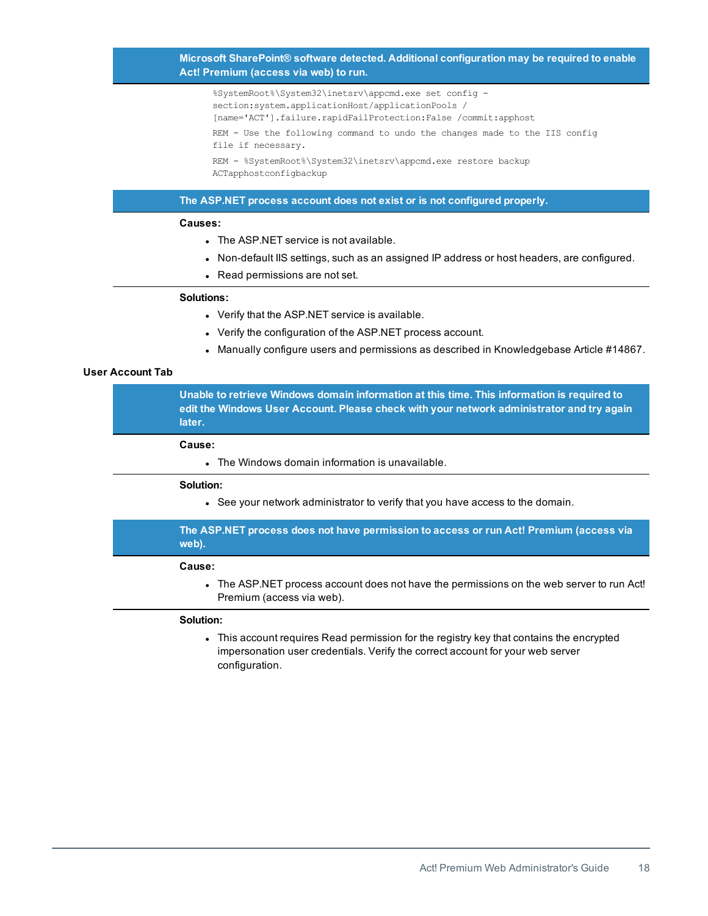**Microsoft SharePoint® software detected. Additional configuration may be required to enable Act! Premium (access via web) to run.**

```
%SystemRoot%\System32\inetsrv\appcmd.exe set config -
section:system.applicationHost/applicationPools /
[name='ACT'].failure.rapidFailProtection:False /commit:apphost
REM - Use the following command to undo the changes made to the IIS config
file if necessary.
REM - %SystemRoot%\System32\inetsrv\appcmd.exe restore backup
ACTapphostconfigbackup
```

**The ASP.NET process account does not exist or is not configured properly.**

**Causes:**

- The ASP.NET service is not available.
- Non-default IIS settings, such as an assigned IP address or host headers, are configured.
- Read permissions are not set.

**Solutions:**

- Verify that the ASP.NET service is available.
- Verify the configuration of the ASP.NET process account.
- Manually configure users and permissions as described in Knowledgebase Article #14867.

### User Account Tab

**Unable to retrieve Windows domain information at this time. This information is required to edit the Windows User Account. Please check with your network administrator and try again later.**

**Cause:**

- The Windows domain information is unavailable.

**Solution:**

- See your network administrator to verify that you have access to the domain.

**The ASP.NET process does not have permission to access or run Act! Premium (access via web).**

**Cause:**

- The ASP.NET process account does not have the permissions on the web server to run Act! Premium (access via web).

**Solution:**

- This account requires Read permission for the registry key that contains the encrypted impersonation user credentials. Verify the correct account for your web server configuration.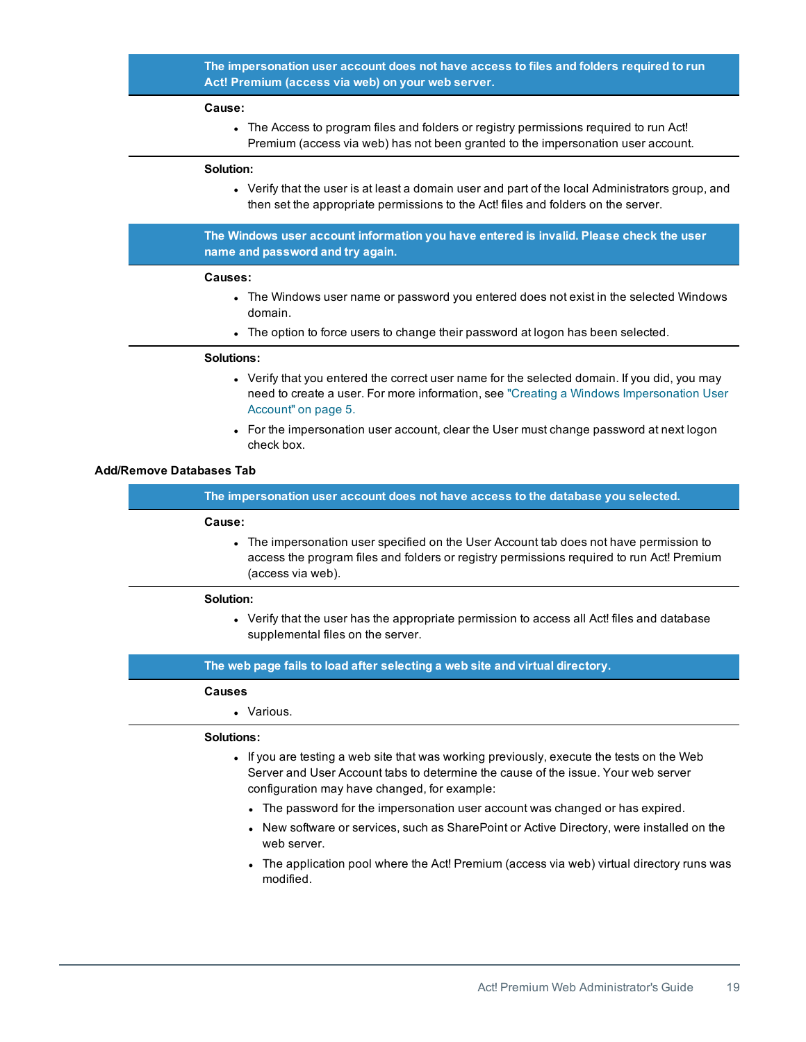**The impersonation user account does not have access to files and folders required to run Act! Premium (access via web) on your web server.**

**Cause:**

- The Access to program files and folders or registry permissions required to run Act! Premium (access via web) has not been granted to the impersonation user account.

**Solution:**

- Verify that the user is at least a domain user and part of the local Administrators group, and then set the appropriate permissions to the Act! files and folders on the server.

**The Windows user account information you have entered is invalid. Please check the user name and password and try again.**

**Causes:**

- The Windows user name or password you entered does not exist in the selected Windows domain.
- The option to force users to change their password at logon has been selected.

**Solutions:**

- Verify that you entered the correct user name for the selected domain. If you did, you may need to create a user. For more information, see "Creating a Windows Impersonation User Account" on page 5.
- For the impersonation user account, clear the User must change password at next logon check box.

### Add/Remove Databases Tab

**The impersonation user account does not have access to the database you selected.**

**Cause:**

- The impersonation user specified on the User Account tab does not have permission to access the program files and folders or registry permissions required to run Act! Premium (access via web).

**Solution:**

- Verify that the user has the appropriate permission to access all Act! files and database supplemental files on the server.

**The web page fails to load after selecting a web site and virtual directory.**

**Causes**

- Various.

**Solutions:**

- If you are testing a web site that was working previously, execute the tests on the Web Server and User Account tabs to determine the cause of the issue. Your web server configuration may have changed, for example:
  - The password for the impersonation user account was changed or has expired.
  - New software or services, such as SharePoint or Active Directory, were installed on the web server.
  - The application pool where the Act! Premium (access via web) virtual directory runs was modified.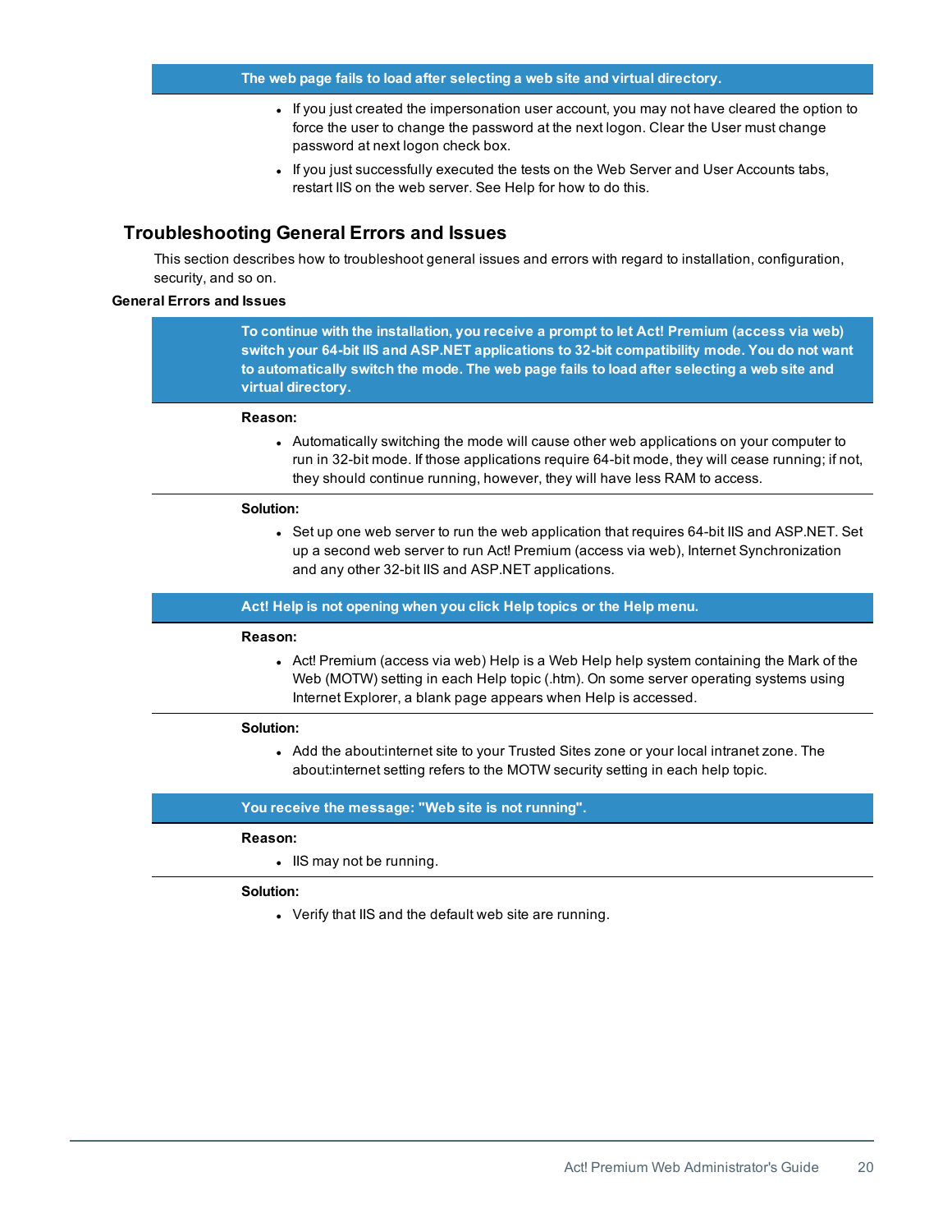**The web page fails to load after selecting a web site and virtual directory.**

- If you just created the impersonation user account, you may not have cleared the option to force the user to change the password at the next logon. Clear the User must change password at next logon check box.
- If you just successfully executed the tests on the Web Server and User Accounts tabs, restart IIS on the web server. See Help for how to do this.

## Troubleshooting General Errors and Issues

This section describes how to troubleshoot general issues and errors with regard to installation, configuration, security, and so on.

### General Errors and Issues

**To continue with the installation, you receive a prompt to let Act! Premium (access via web) switch your 64-bit IIS and ASP.NET applications to 32-bit compatibility mode. You do not want to automatically switch the mode. The web page fails to load after selecting a web site and virtual directory.**

**Reason:**

- Automatically switching the mode will cause other web applications on your computer to run in 32-bit mode. If those applications require 64-bit mode, they will cease running; if not, they should continue running, however, they will have less RAM to access.

**Solution:**

- Set up one web server to run the web application that requires 64-bit IIS and ASP.NET. Set up a second web server to run Act! Premium (access via web), Internet Synchronization and any other 32-bit IIS and ASP.NET applications.

**Act! Help is not opening when you click Help topics or the Help menu.**

**Reason:**

- Act! Premium (access via web) Help is a Web Help help system containing the Mark of the Web (MOTW) setting in each Help topic (.htm). On some server operating systems using Internet Explorer, a blank page appears when Help is accessed.

**Solution:**

- Add the about:internet site to your Trusted Sites zone or your local intranet zone. The about:internet setting refers to the MOTW security setting in each help topic.

**You receive the message: "Web site is not running".**

**Reason:**

- IIS may not be running.

**Solution:**

- Verify that IIS and the default web site are running.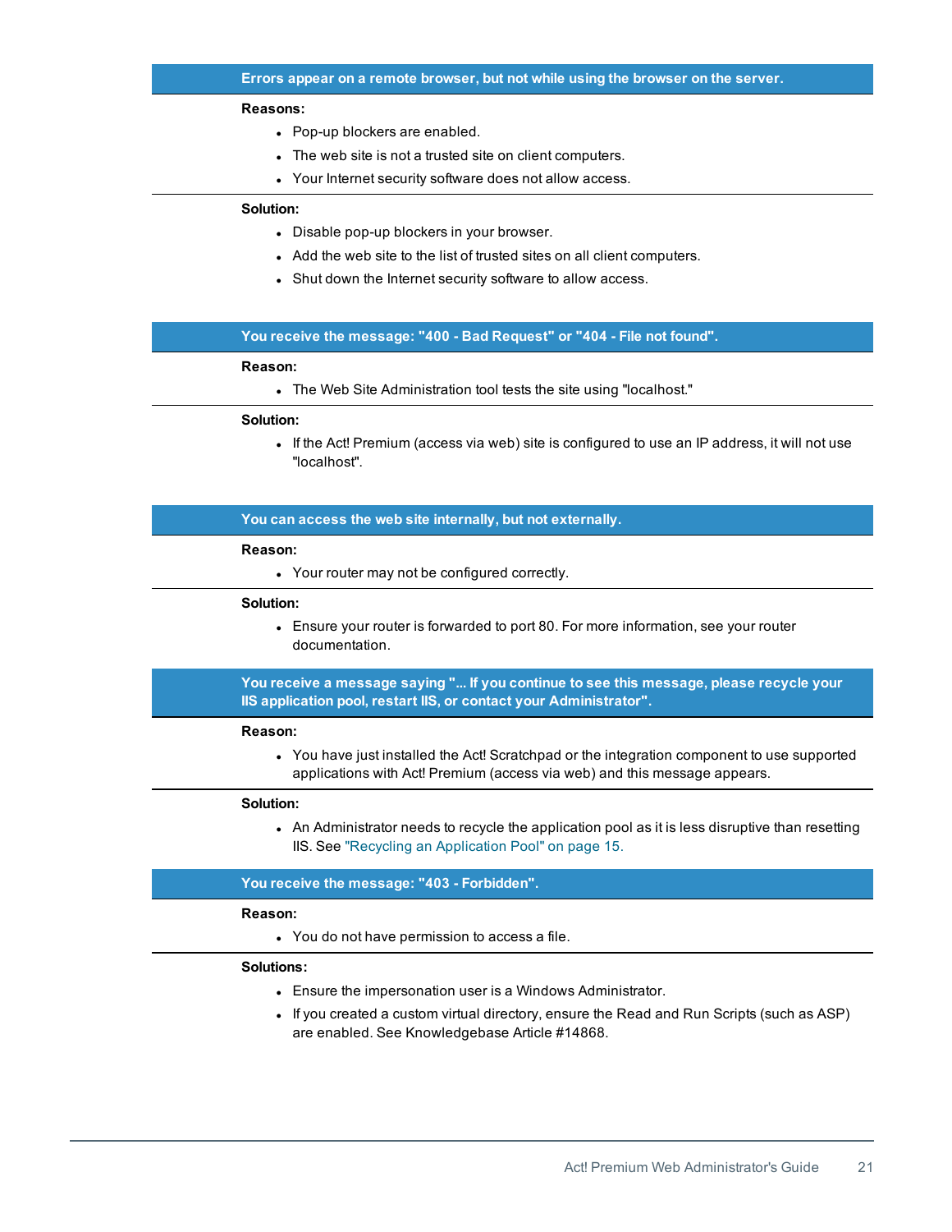### Errors appear on a remote browser, but not while using the browser on the server.

**Reasons:**

- Pop-up blockers are enabled.
- The web site is not a trusted site on client computers.
- Your Internet security software does not allow access.

**Solution:**

- Disable pop-up blockers in your browser.
- Add the web site to the list of trusted sites on all client computers.
- Shut down the Internet security software to allow access.

### You receive the message: "400 - Bad Request" or "404 - File not found".

**Reason:**

- The Web Site Administration tool tests the site using "localhost."

**Solution:**

- If the Act! Premium (access via web) site is configured to use an IP address, it will not use "localhost".

### You can access the web site internally, but not externally.

**Reason:**

- Your router may not be configured correctly.

**Solution:**

- Ensure your router is forwarded to port 80. For more information, see your router documentation.

### You receive a message saying "... If you continue to see this message, please recycle your IIS application pool, restart IIS, or contact your Administrator".

**Reason:**

- You have just installed the Act! Scratchpad or the integration component to use supported applications with Act! Premium (access via web) and this message appears.

**Solution:**

- An Administrator needs to recycle the application pool as it is less disruptive than resetting IIS. See "Recycling an Application Pool" on page 15.

### You receive the message: "403 - Forbidden".

**Reason:**

- You do not have permission to access a file.

**Solutions:**

- Ensure the impersonation user is a Windows Administrator.
- If you created a custom virtual directory, ensure the Read and Run Scripts (such as ASP) are enabled. See Knowledgebase Article #14868.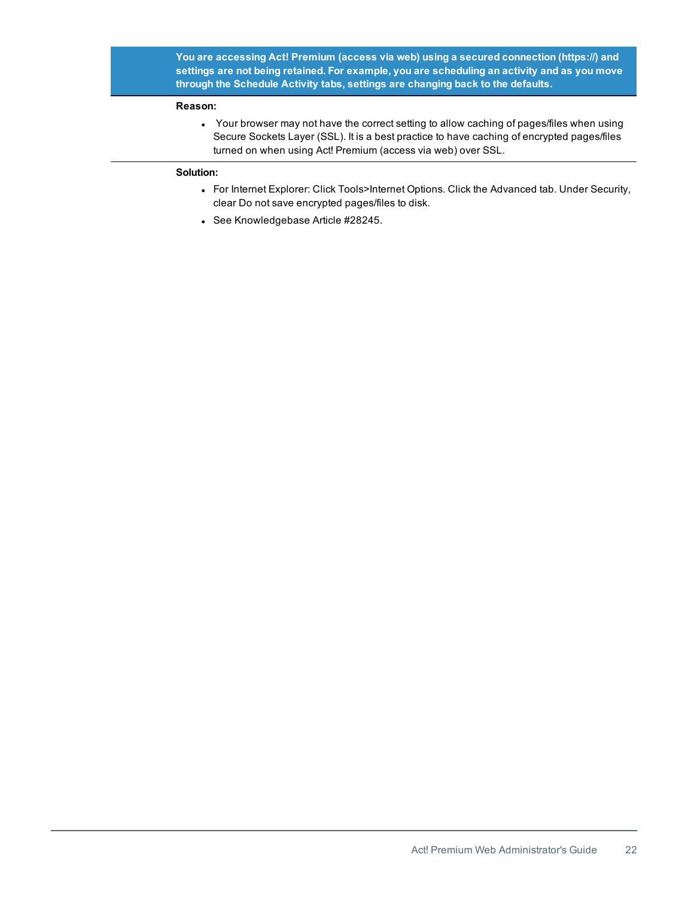**You are accessing Act! Premium (access via web) using a secured connection (https://) and settings are not being retained. For example, you are scheduling an activity and as you move through the Schedule Activity tabs, settings are changing back to the defaults.**

**Reason:**

- Your browser may not have the correct setting to allow caching of pages/files when using Secure Sockets Layer (SSL). It is a best practice to have caching of encrypted pages/files turned on when using Act! Premium (access via web) over SSL.

**Solution:**

- For Internet Explorer: Click Tools>Internet Options. Click the Advanced tab. Under Security, clear Do not save encrypted pages/files to disk.
- See Knowledgebase Article #28245.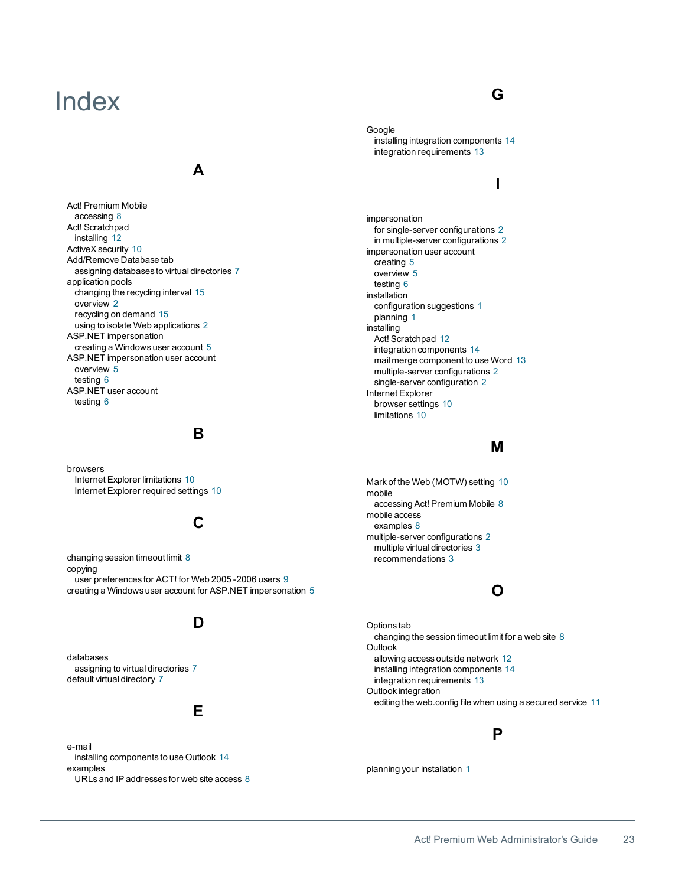# Index

## A

Act! Premium Mobile
- accessing 8

Act! Scratchpad
- installing 12

ActiveX security 10

Add/Remove Database tab
- assigning databases to virtual directories 7

application pools
- changing the recycling interval 15
- overview 2
- recycling on demand 15
- using to isolate Web applications 2

ASP.NET impersonation
- creating a Windows user account 5

ASP.NET impersonation user account
- overview 5
- testing 6

ASP.NET user account
- testing 6

## B

browsers
- Internet Explorer limitations 10
- Internet Explorer required settings 10

## C

changing session timeout limit 8

copying
- user preferences for ACT! for Web 2005 -2006 users 9

creating a Windows user account for ASP.NET impersonation 5

## D

databases
- assigning to virtual directories 7

default virtual directory 7

## E

e-mail
- installing components to use Outlook 14

examples
- URLs and IP addresses for web site access 8

## G

Google
- installing integration components 14
- integration requirements 13

## I

impersonation
- for single-server configurations 2
- in multiple-server configurations 2

impersonation user account
- creating 5
- overview 5
- testing 6

installation
- configuration suggestions 1
- planning 1

installing
- Act! Scratchpad 12
- integration components 14
- mail merge component to use Word 13
- multiple-server configurations 2
- single-server configuration 2

Internet Explorer
- browser settings 10
- limitations 10

## M

Mark of the Web (MOTW) setting 10

mobile
- accessing Act! Premium Mobile 8

mobile access
- examples 8

multiple-server configurations 2
- multiple virtual directories 3
- recommendations 3

## O

Options tab
- changing the session timeout limit for a web site 8

Outlook
- allowing access outside network 12
- installing integration components 14
- integration requirements 13

Outlook integration
- editing the web.config file when using a secured service 11

## P

planning your installation 1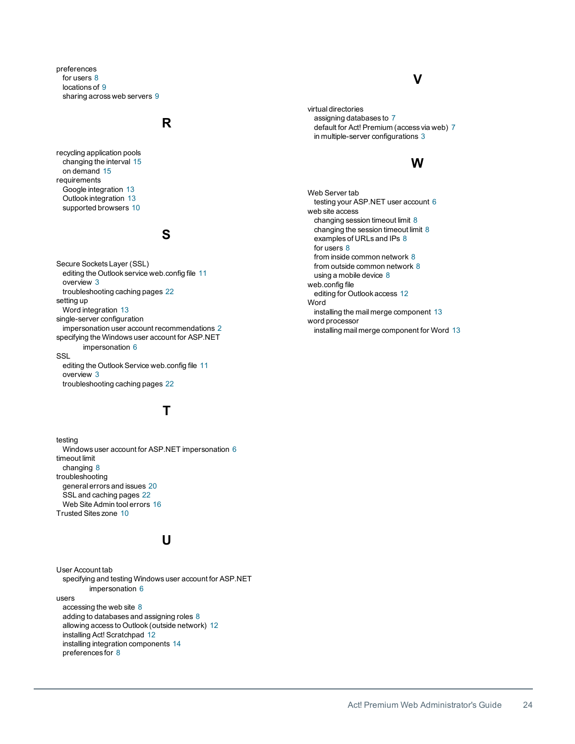preferences
- for users 8
- locations of 9
- sharing across web servers 9

## R

recycling application pools
- changing the interval 15
- on demand 15

requirements
- Google integration 13
- Outlook integration 13
- supported browsers 10

## S

Secure Sockets Layer (SSL)
- editing the Outlook service web.config file 11
- overview 3
- troubleshooting caching pages 22

setting up
- Word integration 13

single-server configuration
- impersonation user account recommendations 2

specifying the Windows user account for ASP.NET impersonation 6

SSL
- editing the Outlook Service web.config file 11
- overview 3
- troubleshooting caching pages 22

## T

testing
- Windows user account for ASP.NET impersonation 6

timeout limit
- changing 8

troubleshooting
- general errors and issues 20
- SSL and caching pages 22
- Web Site Admin tool errors 16

Trusted Sites zone 10

## U

User Account tab
- specifying and testing Windows user account for ASP.NET impersonation 6

users
- accessing the web site 8
- adding to databases and assigning roles 8
- allowing access to Outlook (outside network) 12
- installing Act! Scratchpad 12
- installing integration components 14
- preferences for 8

## V

virtual directories
- assigning databases to 7
- default for Act! Premium (access via web) 7
- in multiple-server configurations 3

## W

Web Server tab
- testing your ASP.NET user account 6

web site access
- changing session timeout limit 8
- changing the session timeout limit 8
- examples of URLs and IPs 8
- for users 8
- from inside common network 8
- from outside common network 8
- using a mobile device 8

web.config file
- editing for Outlook access 12

Word
- installing the mail merge component 13

word processor
- installing mail merge component for Word 13